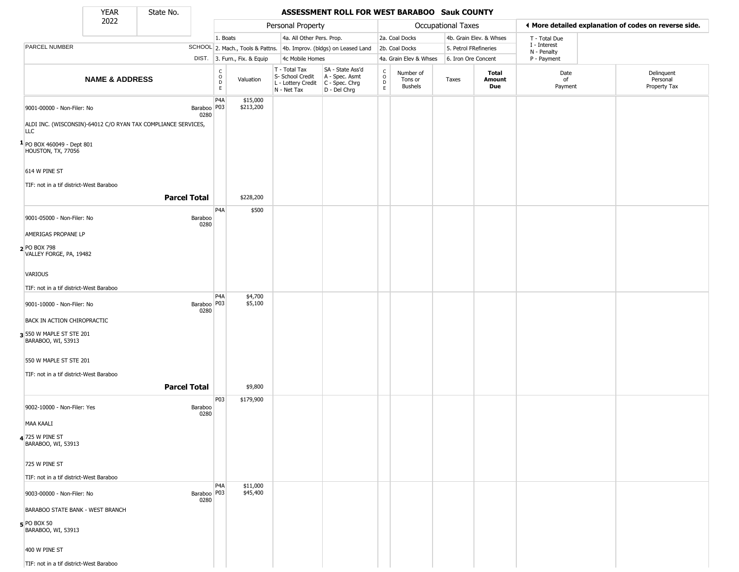# ASSESSMENT ROLL FOR WEST BARABOO Sauk COUNTY

YEAR 2022 | State No.

| | Personal Property | | | Occupational Taxes | |
|---|---|---|---|---|---|
| | 1. Boats | 4a. All Other Pers. Prop. | | 2a. Coal Docks | 4b. Grain Elev. & Whses |
| PARCEL NUMBER SCHOOL | 2. Mach., Tools & Pattns. | 4b. Improv. (bldgs) on Leased Land | | 2b. Coal Docks | 5. Petrol FRefineries |
| DIST. | 3. Furn., Fix. & Equip | 4c Mobile Homes | | 4a. Grain Elev & Whses | 6. Iron Ore Concent |

◄ More detailed explanation of codes on reverse side.

T - Total Due
I - Interest
N - Penalty
P - Payment

| | NAME & ADDRESS | CODE | Valuation | T - Total Tax S- School Credit L - Lottery Credit N - Net Tax | SA - State Ass'd A - Spec. Asmt C - Spec. Chrg D - Del Chrg | CODE | Number of Tons or Bushels | Taxes | Total Amount Due | Date of Payment | Delinquent Personal Property Tax |
|---|---|---|---|---|---|---|---|---|---|---|---|
| 1 | 9001-00000 - Non-Filer: No Baraboo 0280<br>ALDI INC. (WISCONSIN)-64012 C/O RYAN TAX COMPLIANCE SERVICES, LLC<br>PO BOX 460049 - Dept 801<br>HOUSTON, TX, 77056<br>614 W PINE ST<br>TIF: not in a tif district-West Baraboo | P4A<br>P03 | $15,000<br>$213,200 | | | | | | | | |
| | **Parcel Total** | | $228,200 | | | | | | | | |
| 2 | 9001-05000 - Non-Filer: No Baraboo 0280<br>AMERIGAS PROPANE LP<br>PO BOX 798<br>VALLEY FORGE, PA, 19482<br>VARIOUS<br>TIF: not in a tif district-West Baraboo | P4A | $500 | | | | | | | | |
| 3 | 9001-10000 - Non-Filer: No Baraboo 0280<br>BACK IN ACTION CHIROPRACTIC<br>550 W MAPLE ST STE 201<br>BARABOO, WI, 53913<br>550 W MAPLE ST STE 201<br>TIF: not in a tif district-West Baraboo | P4A<br>P03 | $4,700<br>$5,100 | | | | | | | | |
| | **Parcel Total** | | $9,800 | | | | | | | | |
| 4 | 9002-10000 - Non-Filer: Yes Baraboo 0280<br>MAA KAALI<br>725 W PINE ST<br>BARABOO, WI, 53913<br>725 W PINE ST<br>TIF: not in a tif district-West Baraboo | P03 | $179,900 | | | | | | | | |
| 5 | 9003-00000 - Non-Filer: No Baraboo 0280<br>BARABOO STATE BANK - WEST BRANCH<br>PO BOX 50<br>BARABOO, WI, 53913<br>400 W PINE ST<br>TIF: not in a tif district-West Baraboo | P4A<br>P03 | $11,000<br>$45,400 | | | | | | | | |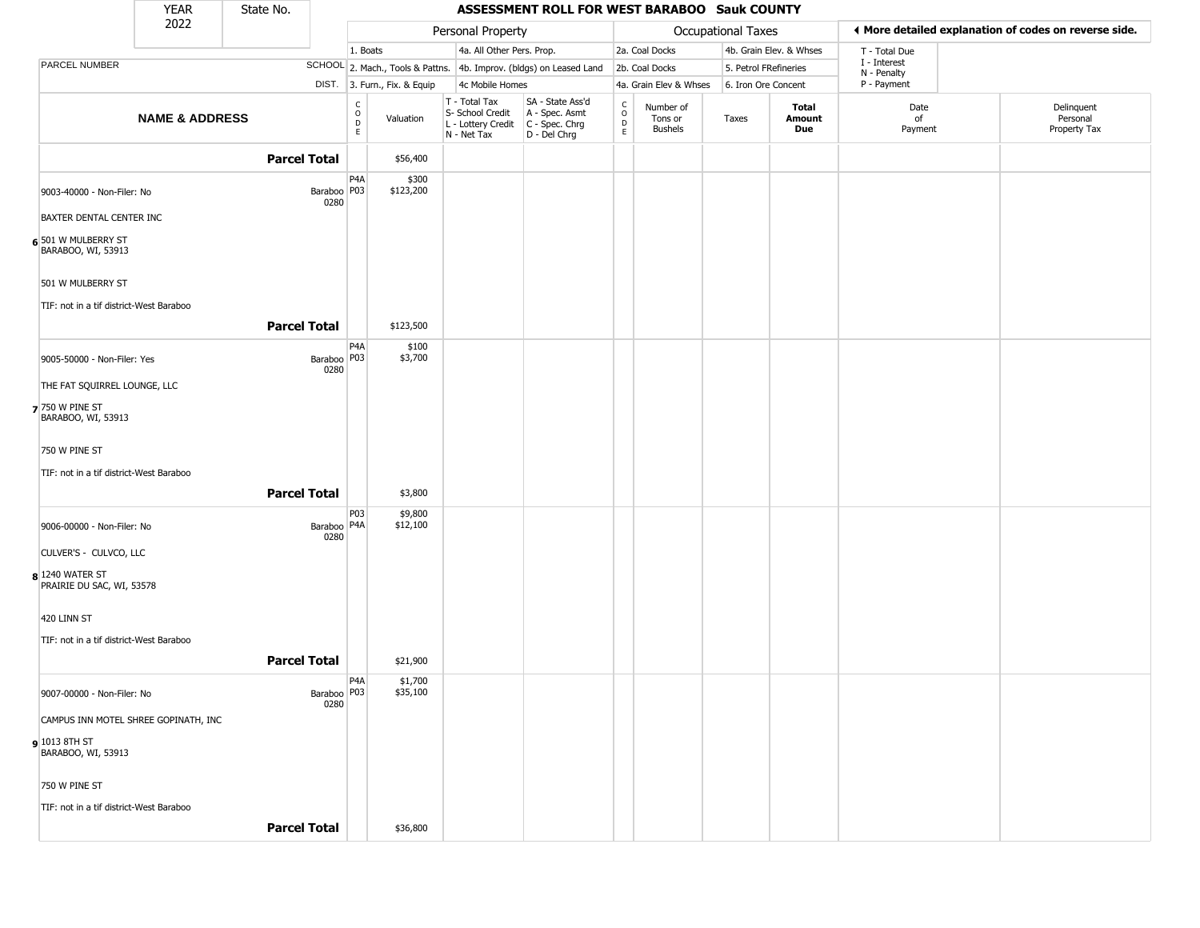| YEAR 2022 | State No. | ASSESSMENT ROLL FOR WEST BARABOO Sauk COUNTY | | | | | | | | | | |
|---|---|---|---|---|---|---|---|---|---|---|---|---|

| | | Personal Property | | | | Occupational Taxes | | | | ◀ More detailed explanation of codes on reverse side. | |
|---|---|---|---|---|---|---|---|---|---|---|---|
| PARCEL NUMBER | SCHOOL DIST. | 1. Boats<br>2. Mach., Tools & Pattns.<br>3. Furn., Fix. & Equip | | 4a. All Other Pers. Prop.<br>4b. Improv. (bldgs) on Leased Land<br>4c Mobile Homes | | 2a. Coal Docks<br>2b. Coal Docks<br>4a. Grain Elev & Whses | | 4b. Grain Elev. & Whses<br>5. Petrol FRefineries<br>6. Iron Ore Concent | | T - Total Due<br>I - Interest<br>N - Penalty<br>P - Payment | |
| **NAME & ADDRESS** | | CODE | Valuation | T - Total Tax<br>S- School Credit<br>L - Lottery Credit<br>N - Net Tax | SA - State Ass'd<br>A - Spec. Asmt<br>C - Spec. Chrg<br>D - Del Chrg | CODE | Number of Tons or Bushels | Taxes | **Total Amount Due** | Date of Payment | Delinquent Personal Property Tax |
| **Parcel Total** | | | $56,400 | | | | | | | | |
| 9003-40000 - Non-Filer: No<br><br>BAXTER DENTAL CENTER INC<br><br>6 501 W MULBERRY ST<br>BARABOO, WI, 53913<br><br>501 W MULBERRY ST<br><br>TIF: not in a tif district-West Baraboo | Baraboo 0280 | P4A<br>P03 | $300<br>$123,200 | | | | | | | | |
| **Parcel Total** | | | $123,500 | | | | | | | | |
| 9005-50000 - Non-Filer: Yes<br><br>THE FAT SQUIRREL LOUNGE, LLC<br><br>7 750 W PINE ST<br>BARABOO, WI, 53913<br><br>750 W PINE ST<br><br>TIF: not in a tif district-West Baraboo | Baraboo 0280 | P4A<br>P03 | $100<br>$3,700 | | | | | | | | |
| **Parcel Total** | | | $3,800 | | | | | | | | |
| 9006-00000 - Non-Filer: No<br><br>CULVER'S - CULVCO, LLC<br><br>8 1240 WATER ST<br>PRAIRIE DU SAC, WI, 53578<br><br>420 LINN ST<br><br>TIF: not in a tif district-West Baraboo | Baraboo 0280 | P03<br>P4A | $9,800<br>$12,100 | | | | | | | | |
| **Parcel Total** | | | $21,900 | | | | | | | | |
| 9007-00000 - Non-Filer: No<br><br>CAMPUS INN MOTEL SHREE GOPINATH, INC<br><br>9 1013 8TH ST<br>BARABOO, WI, 53913<br><br>750 W PINE ST<br><br>TIF: not in a tif district-West Baraboo | Baraboo 0280 | P4A<br>P03 | $1,700<br>$35,100 | | | | | | | | |
| **Parcel Total** | | | $36,800 | | | | | | | | |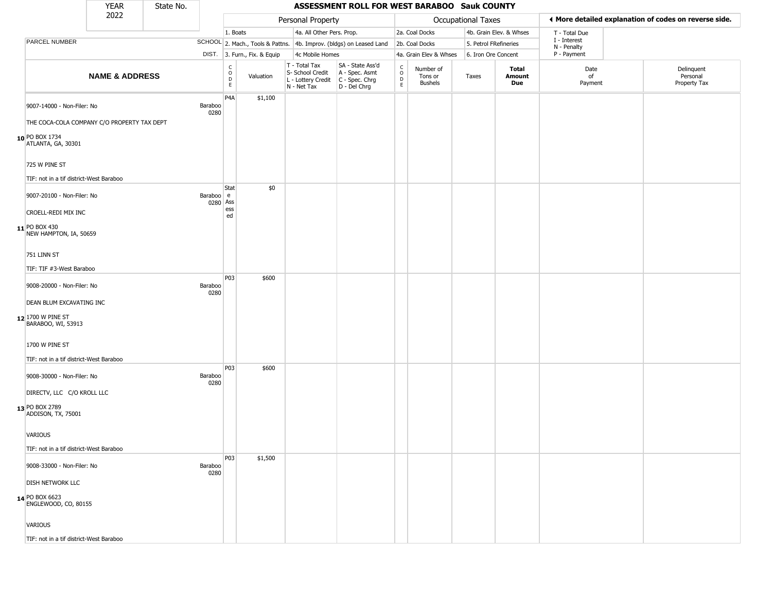| YEAR 2022 | State No. | | ASSESSMENT ROLL FOR WEST BARABOO Sauk COUNTY | | | | | | | | | |
|---|---|---|---|---|---|---|---|---|---|---|---|---|

| | | Personal Property | | | | Occupational Taxes | | | | ◂ More detailed explanation of codes on reverse side. | |
|---|---|---|---|---|---|---|---|---|---|---|---|
| PARCEL NUMBER | SCHOOL DIST. | 1. Boats<br>2. Mach., Tools & Pattns.<br>3. Furn., Fix. & Equip | | 4a. All Other Pers. Prop.<br>4b. Improv. (bldgs) on Leased Land<br>4c Mobile Homes | | 2a. Coal Docks<br>2b. Coal Docks<br>4a. Grain Elev & Whses | | 4b. Grain Elev. & Whses<br>5. Petrol FRefineries<br>6. Iron Ore Concent | | T - Total Due<br>I - Interest<br>N - Penalty<br>P - Payment | |

| | NAME & ADDRESS | | CODE | Valuation | T - Total Tax<br>S- School Credit<br>L - Lottery Credit<br>N - Net Tax | SA - State Ass'd<br>A - Spec. Asmt<br>C - Spec. Chrg<br>D - Del Chrg | CODE | Number of Tons or Bushels | Taxes | Total Amount Due | Date of Payment | Delinquent Personal Property Tax |
|---|---|---|---|---|---|---|---|---|---|---|---|---|
| 10 | 9007-14000 - Non-Filer: No<br>THE COCA-COLA COMPANY C/O PROPERTY TAX DEPT<br>PO BOX 1734<br>ATLANTA, GA, 30301<br>725 W PINE ST<br>TIF: not in a tif district-West Baraboo | Baraboo 0280 | P4A | $1,100 | | | | | | | | |
| 11 | 9007-20100 - Non-Filer: No<br>CROELL-REDI MIX INC<br>PO BOX 430<br>NEW HAMPTON, IA, 50659<br>751 LINN ST<br>TIF: TIF #3-West Baraboo | Baraboo 0280 | State Assessed | $0 | | | | | | | | |
| 12 | 9008-20000 - Non-Filer: No<br>DEAN BLUM EXCAVATING INC<br>1700 W PINE ST<br>BARABOO, WI, 53913<br>1700 W PINE ST<br>TIF: not in a tif district-West Baraboo | Baraboo 0280 | P03 | $600 | | | | | | | | |
| 13 | 9008-30000 - Non-Filer: No<br>DIRECTV, LLC C/O KROLL LLC<br>PO BOX 2789<br>ADDISON, TX, 75001<br>VARIOUS<br>TIF: not in a tif district-West Baraboo | Baraboo 0280 | P03 | $600 | | | | | | | | |
| 14 | 9008-33000 - Non-Filer: No<br>DISH NETWORK LLC<br>PO BOX 6623<br>ENGLEWOOD, CO, 80155<br>VARIOUS<br>TIF: not in a tif district-West Baraboo | Baraboo 0280 | P03 | $1,500 | | | | | | | | |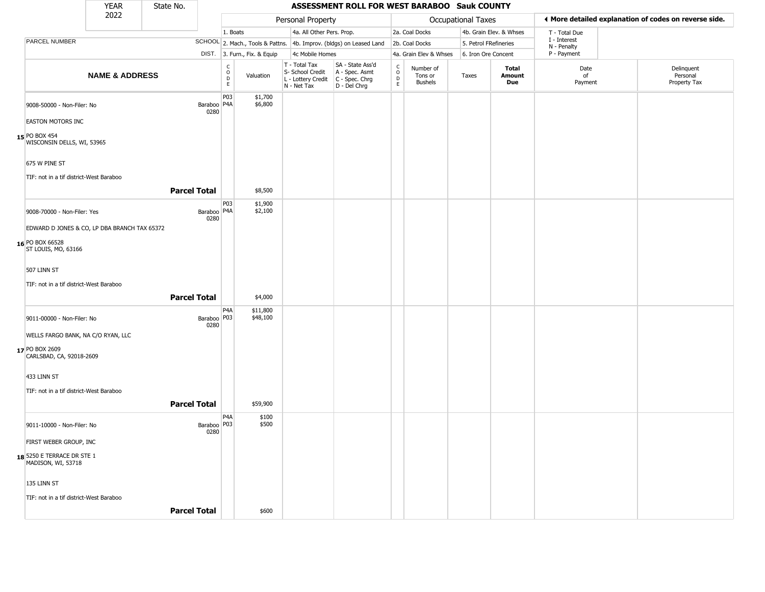| YEAR 2022 | State No. | ASSESSMENT ROLL FOR WEST BARABOO Sauk COUNTY |
|---|---|---|

| | | Personal Property | | | | Occupational Taxes | | | | ◄ More detailed explanation of codes on reverse side. |
|---|---|---|---|---|---|---|---|---|---|---|
| | | 1. Boats | | 4a. All Other Pers. Prop. | | 2a. Coal Docks | | 4b. Grain Elev. & Whses | | T - Total Due |
| PARCEL NUMBER | SCHOOL | 2. Mach., Tools & Pattns. | | 4b. Improv. (bldgs) on Leased Land | | 2b. Coal Docks | | 5. Petrol FRefineries | | I - Interest<br>N - Penalty |
| | DIST. | 3. Furn., Fix. & Equip | | 4c Mobile Homes | | 4a. Grain Elev & Whses | | 6. Iron Ore Concent | | P - Payment |

| NAME & ADDRESS | | CODE | Valuation | T - Total Tax<br>S- School Credit<br>L - Lottery Credit<br>N - Net Tax | SA - State Ass'd<br>A - Spec. Asmt<br>C - Spec. Chrg<br>D - Del Chrg | CODE | Number of Tons or Bushels | Taxes | Total Amount Due | Date of Payment | Delinquent Personal Property Tax |
|---|---|---|---|---|---|---|---|---|---|---|---|
| 9008-50000 - Non-Filer: No | Baraboo 0280 | P03<br>P4A | $1,700<br>$6,800 | | | | | | | | |
| EASTON MOTORS INC | | | | | | | | | | | |
| 15 PO BOX 454<br>WISCONSIN DELLS, WI, 53965 | | | | | | | | | | | |
| 675 W PINE ST | | | | | | | | | | | |
| TIF: not in a tif district-West Baraboo | | | | | | | | | | | |
| **Parcel Total** | | | $8,500 | | | | | | | | |
| 9008-70000 - Non-Filer: Yes | Baraboo 0280 | P03<br>P4A | $1,900<br>$2,100 | | | | | | | | |
| EDWARD D JONES & CO, LP DBA BRANCH TAX 65372 | | | | | | | | | | | |
| 16 PO BOX 66528<br>ST LOUIS, MO, 63166 | | | | | | | | | | | |
| 507 LINN ST | | | | | | | | | | | |
| TIF: not in a tif district-West Baraboo | | | | | | | | | | | |
| **Parcel Total** | | | $4,000 | | | | | | | | |
| 9011-00000 - Non-Filer: No | Baraboo 0280 | P4A<br>P03 | $11,800<br>$48,100 | | | | | | | | |
| WELLS FARGO BANK, NA C/O RYAN, LLC | | | | | | | | | | | |
| 17 PO BOX 2609<br>CARLSBAD, CA, 92018-2609 | | | | | | | | | | | |
| 433 LINN ST | | | | | | | | | | | |
| TIF: not in a tif district-West Baraboo | | | | | | | | | | | |
| **Parcel Total** | | | $59,900 | | | | | | | | |
| 9011-10000 - Non-Filer: No | Baraboo 0280 | P4A<br>P03 | $100<br>$500 | | | | | | | | |
| FIRST WEBER GROUP, INC | | | | | | | | | | | |
| 18 5250 E TERRACE DR STE 1<br>MADISON, WI, 53718 | | | | | | | | | | | |
| 135 LINN ST | | | | | | | | | | | |
| TIF: not in a tif district-West Baraboo | | | | | | | | | | | |
| **Parcel Total** | | | $600 | | | | | | | | |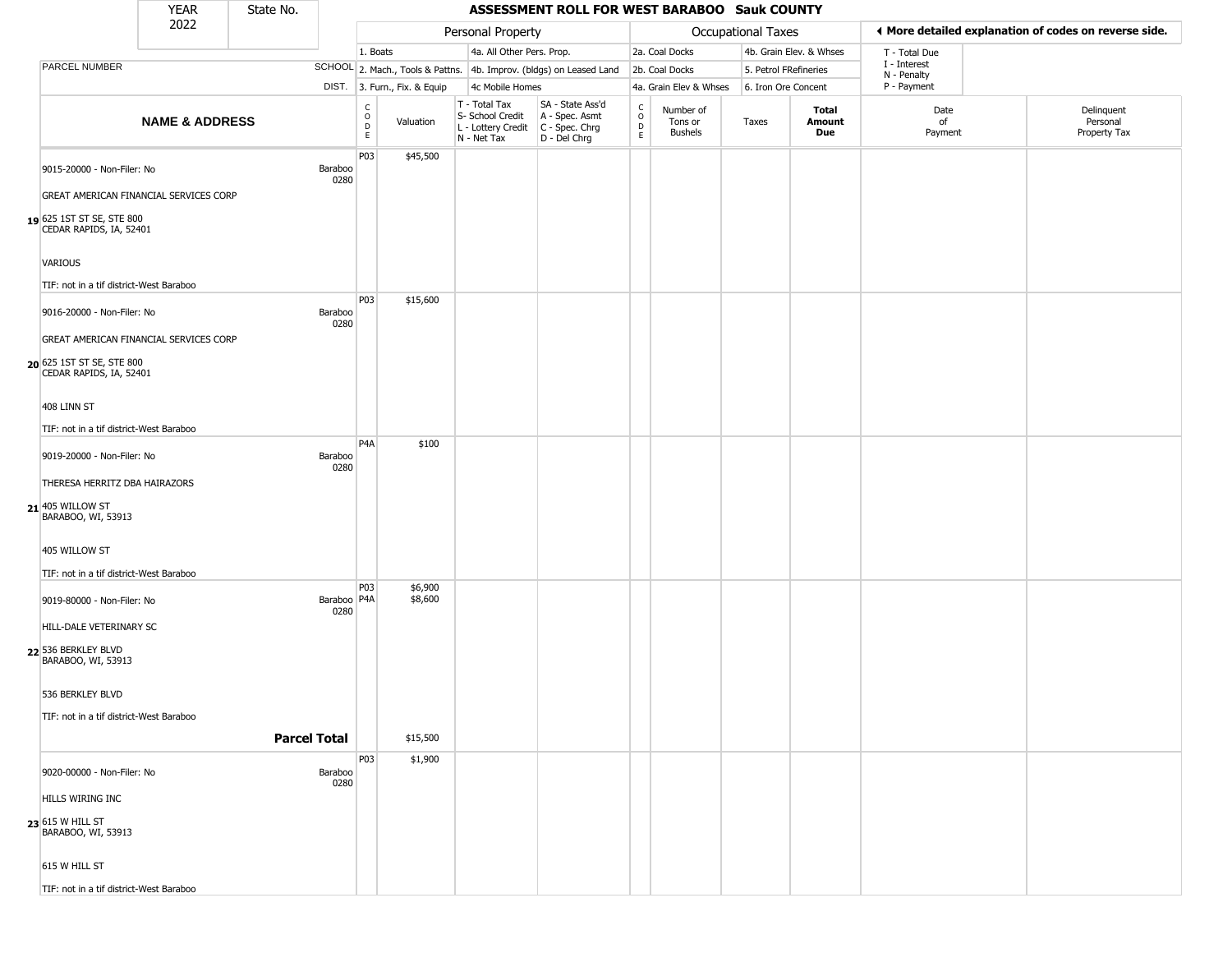| YEAR 2022 | State No. | ASSESSMENT ROLL FOR WEST BARABOO Sauk COUNTY |
|---|---|---|

| | | Personal Property | | | | Occupational Taxes | | | | ◀ More detailed explanation of codes on reverse side. | |
|---|---|---|---|---|---|---|---|---|---|---|---|
| | | 1. Boats | | 4a. All Other Pers. Prop. | | 2a. Coal Docks | | 4b. Grain Elev. & Whses | | T - Total Due | |
| PARCEL NUMBER | SCHOOL | 2. Mach., Tools & Pattns. | | 4b. Improv. (bldgs) on Leased Land | | 2b. Coal Docks | | 5. Petrol FRefineries | | I - Interest N - Penalty | |
| | DIST. | 3. Furn., Fix. & Equip | | 4c Mobile Homes | | 4a. Grain Elev & Whses | | 6. Iron Ore Concent | | P - Payment | |
| **NAME & ADDRESS** | | CODE | Valuation | T - Total Tax S- School Credit L - Lottery Credit N - Net Tax | SA - State Ass'd A - Spec. Asmt C - Spec. Chrg D - Del Chrg | CODE | Number of Tons or Bushels | Taxes | **Total Amount Due** | Date of Payment | Delinquent Personal Property Tax |
| 9015-20000 - Non-Filer: No<br>GREAT AMERICAN FINANCIAL SERVICES CORP<br>**19** 625 1ST ST SE, STE 800<br>CEDAR RAPIDS, IA, 52401<br>VARIOUS<br>TIF: not in a tif district-West Baraboo | Baraboo 0280 | P03 | $45,500 | | | | | | | | |
| 9016-20000 - Non-Filer: No<br>GREAT AMERICAN FINANCIAL SERVICES CORP<br>**20** 625 1ST ST SE, STE 800<br>CEDAR RAPIDS, IA, 52401<br>408 LINN ST<br>TIF: not in a tif district-West Baraboo | Baraboo 0280 | P03 | $15,600 | | | | | | | | |
| 9019-20000 - Non-Filer: No<br>THERESA HERRITZ DBA HAIRAZORS<br>**21** 405 WILLOW ST<br>BARABOO, WI, 53913<br>405 WILLOW ST<br>TIF: not in a tif district-West Baraboo | Baraboo 0280 | P4A | $100 | | | | | | | | |
| 9019-80000 - Non-Filer: No<br>HILL-DALE VETERINARY SC<br>**22** 536 BERKLEY BLVD<br>BARABOO, WI, 53913<br>536 BERKLEY BLVD<br>TIF: not in a tif district-West Baraboo | Baraboo 0280 | P03<br>P4A | $6,900<br>$8,600 | | | | | | | | |
| **Parcel Total** | | | $15,500 | | | | | | | | |
| 9020-00000 - Non-Filer: No<br>HILLS WIRING INC<br>**23** 615 W HILL ST<br>BARABOO, WI, 53913<br>615 W HILL ST<br>TIF: not in a tif district-West Baraboo | Baraboo 0280 | P03 | $1,900 | | | | | | | | |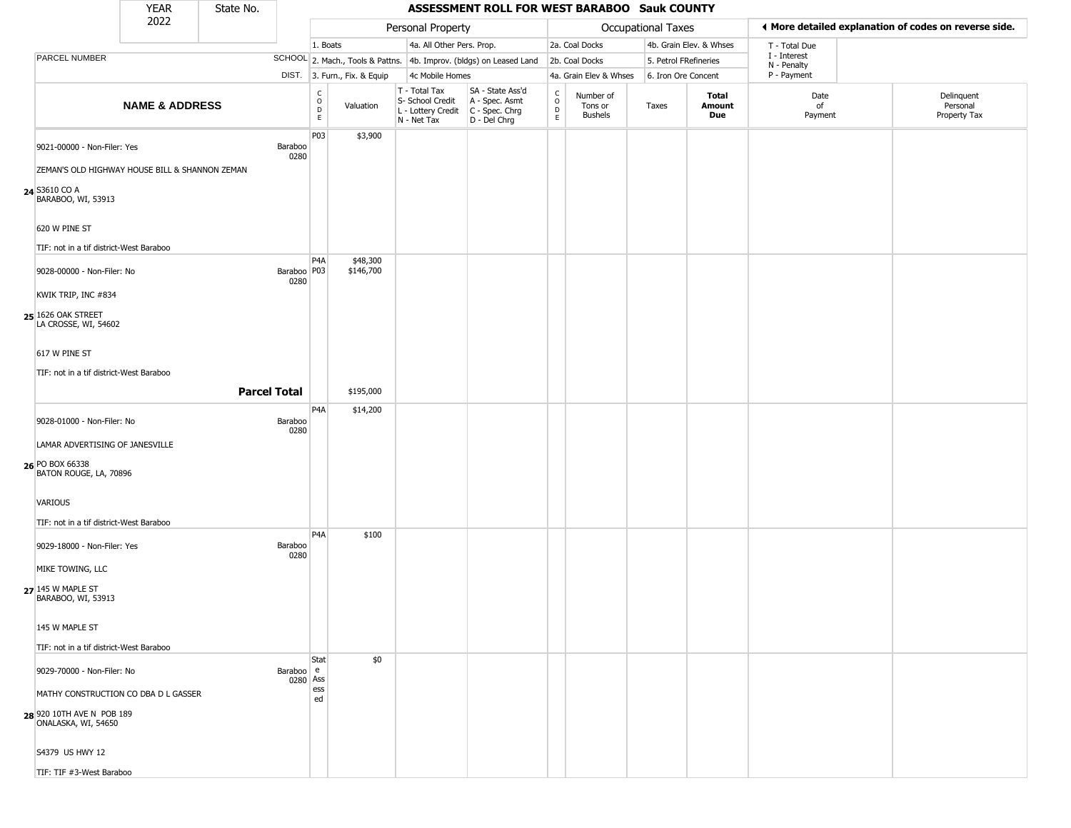# ASSESSMENT ROLL FOR WEST BARABOO Sauk COUNTY

YEAR 2022 | State No.

| | | Personal Property | | | | Occupational Taxes | | | | ◄ More detailed explanation of codes on reverse side. | |
|---|---|---|---|---|---|---|---|---|---|---|---|
| | | 1. Boats | | 4a. All Other Pers. Prop. | | 2a. Coal Docks | | 4b. Grain Elev. & Whses | | T - Total Due | |
| PARCEL NUMBER | SCHOOL | 2. Mach., Tools & Pattns. | | 4b. Improv. (bldgs) on Leased Land | | 2b. Coal Docks | | 5. Petrol FRefineries | | I - Interest<br>N - Penalty | |
| | DIST. | 3. Furn., Fix. & Equip | | 4c Mobile Homes | | 4a. Grain Elev & Whses | | 6. Iron Ore Concent | | P - Payment | |

| | NAME & ADDRESS | | CODE | Valuation | T - Total Tax<br>S- School Credit<br>L - Lottery Credit<br>N - Net Tax | SA - State Ass'd<br>A - Spec. Asmt<br>C - Spec. Chrg<br>D - Del Chrg | CODE | Number of Tons or Bushels | Taxes | Total Amount Due | Date of Payment | Delinquent Personal Property Tax |
|---|---|---|---|---|---|---|---|---|---|---|---|---|
| 24 | 9021-00000 - Non-Filer: Yes<br>ZEMAN'S OLD HIGHWAY HOUSE BILL & SHANNON ZEMAN<br>S3610 CO A<br>BARABOO, WI, 53913<br>620 W PINE ST<br>TIF: not in a tif district-West Baraboo | Baraboo 0280 | P03 | $3,900 | | | | | | | | |
| 25 | 9028-00000 - Non-Filer: No<br>KWIK TRIP, INC #834<br>1626 OAK STREET<br>LA CROSSE, WI, 54602<br>617 W PINE ST<br>TIF: not in a tif district-West Baraboo | Baraboo 0280 | P4A<br>P03 | $48,300<br>$146,700 | | | | | | | | |
| | **Parcel Total** | | | $195,000 | | | | | | | | |
| 26 | 9028-01000 - Non-Filer: No<br>LAMAR ADVERTISING OF JANESVILLE<br>PO BOX 66338<br>BATON ROUGE, LA, 70896<br>VARIOUS<br>TIF: not in a tif district-West Baraboo | Baraboo 0280 | P4A | $14,200 | | | | | | | | |
| 27 | 9029-18000 - Non-Filer: Yes<br>MIKE TOWING, LLC<br>145 W MAPLE ST<br>BARABOO, WI, 53913<br>145 W MAPLE ST<br>TIF: not in a tif district-West Baraboo | Baraboo 0280 | P4A | $100 | | | | | | | | |
| 28 | 9029-70000 - Non-Filer: No<br>MATHY CONSTRUCTION CO DBA D L GASSER<br>920 10TH AVE N POB 189<br>ONALASKA, WI, 54650<br>S4379 US HWY 12<br>TIF: TIF #3-West Baraboo | Baraboo 0280 | State Assessed | $0 | | | | | | | | |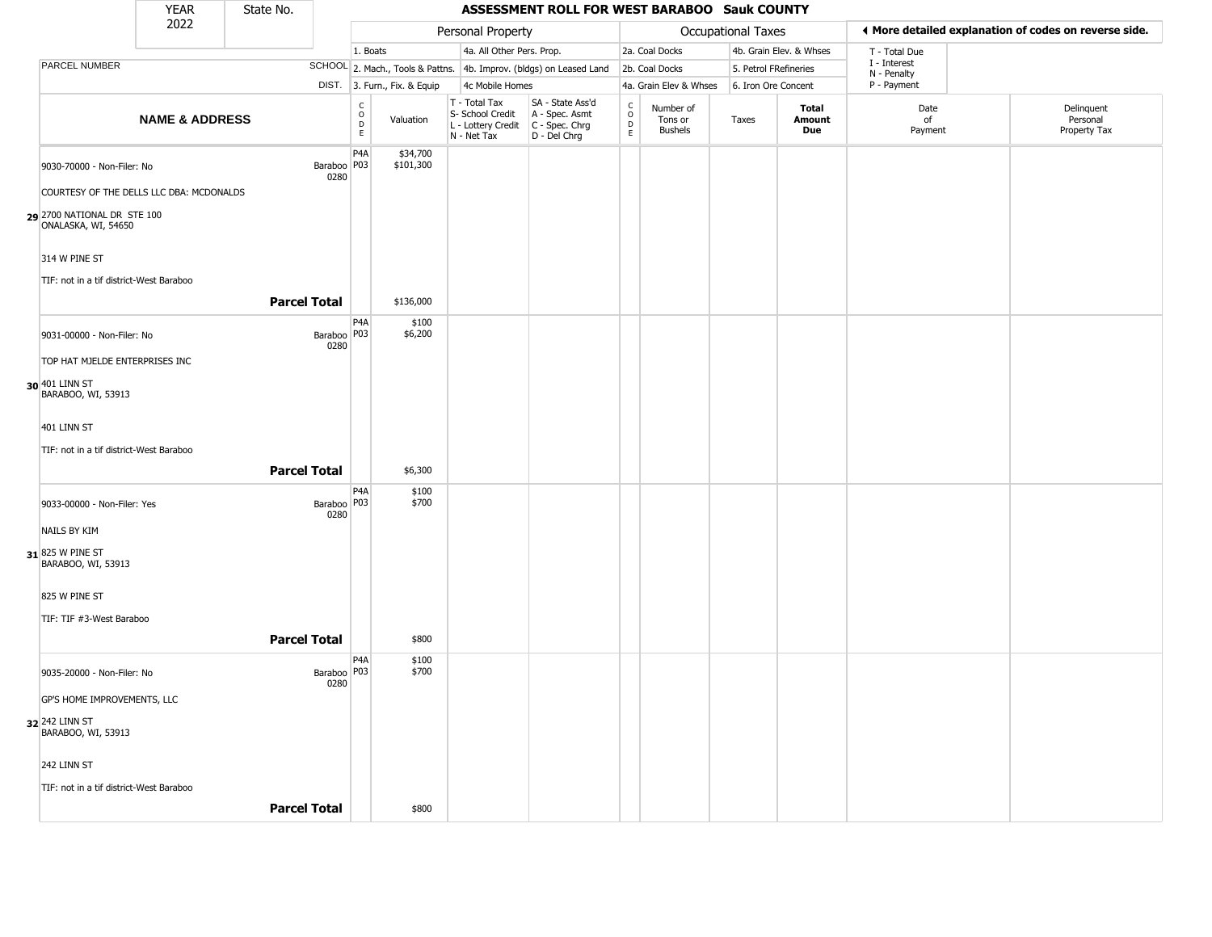| YEAR | State No. | ASSESSMENT ROLL FOR WEST BARABOO Sauk COUNTY |
|---|---|---|
| 2022 | | |

| | | Personal Property | | | | Occupational Taxes | | | | ◀ More detailed explanation of codes on reverse side. | |
|---|---|---|---|---|---|---|---|---|---|---|---|
| | | 1. Boats | | 4a. All Other Pers. Prop. | | 2a. Coal Docks | | 4b. Grain Elev. & Whses | | T - Total Due | |
| PARCEL NUMBER | SCHOOL | 2. Mach., Tools & Pattns. | | 4b. Improv. (bldgs) on Leased Land | | 2b. Coal Docks | | 5. Petrol FRefineries | | I - Interest<br>N - Penalty | |
| | DIST. | 3. Furn., Fix. & Equip | | 4c Mobile Homes | | 4a. Grain Elev & Whses | | 6. Iron Ore Concent | | P - Payment | |

| NAME & ADDRESS | | CODE | Valuation | T - Total Tax<br>S- School Credit<br>L - Lottery Credit<br>N - Net Tax | SA - State Ass'd<br>A - Spec. Asmt<br>C - Spec. Chrg<br>D - Del Chrg | CODE | Number of Tons or Bushels | Taxes | Total Amount Due | Date of Payment | Delinquent Personal Property Tax |
|---|---|---|---|---|---|---|---|---|---|---|---|
| 9030-70000 - Non-Filer: No<br>COURTESY OF THE DELLS LLC DBA: MCDONALDS<br>29 2700 NATIONAL DR STE 100<br>ONALASKA, WI, 54650<br>314 W PINE ST<br>TIF: not in a tif district-West Baraboo | Baraboo 0280 | P4A<br>P03 | $34,700<br>$101,300 | | | | | | | | |
| **Parcel Total** | | | $136,000 | | | | | | | | |
| 9031-00000 - Non-Filer: No<br>TOP HAT MJELDE ENTERPRISES INC<br>30 401 LINN ST<br>BARABOO, WI, 53913<br>401 LINN ST<br>TIF: not in a tif district-West Baraboo | Baraboo 0280 | P4A<br>P03 | $100<br>$6,200 | | | | | | | | |
| **Parcel Total** | | | $6,300 | | | | | | | | |
| 9033-00000 - Non-Filer: Yes<br>NAILS BY KIM<br>31 825 W PINE ST<br>BARABOO, WI, 53913<br>825 W PINE ST<br>TIF: TIF #3-West Baraboo | Baraboo 0280 | P4A<br>P03 | $100<br>$700 | | | | | | | | |
| **Parcel Total** | | | $800 | | | | | | | | |
| 9035-20000 - Non-Filer: No<br>GP'S HOME IMPROVEMENTS, LLC<br>32 242 LINN ST<br>BARABOO, WI, 53913<br>242 LINN ST<br>TIF: not in a tif district-West Baraboo | Baraboo 0280 | P4A<br>P03 | $100<br>$700 | | | | | | | | |
| **Parcel Total** | | | $800 | | | | | | | | |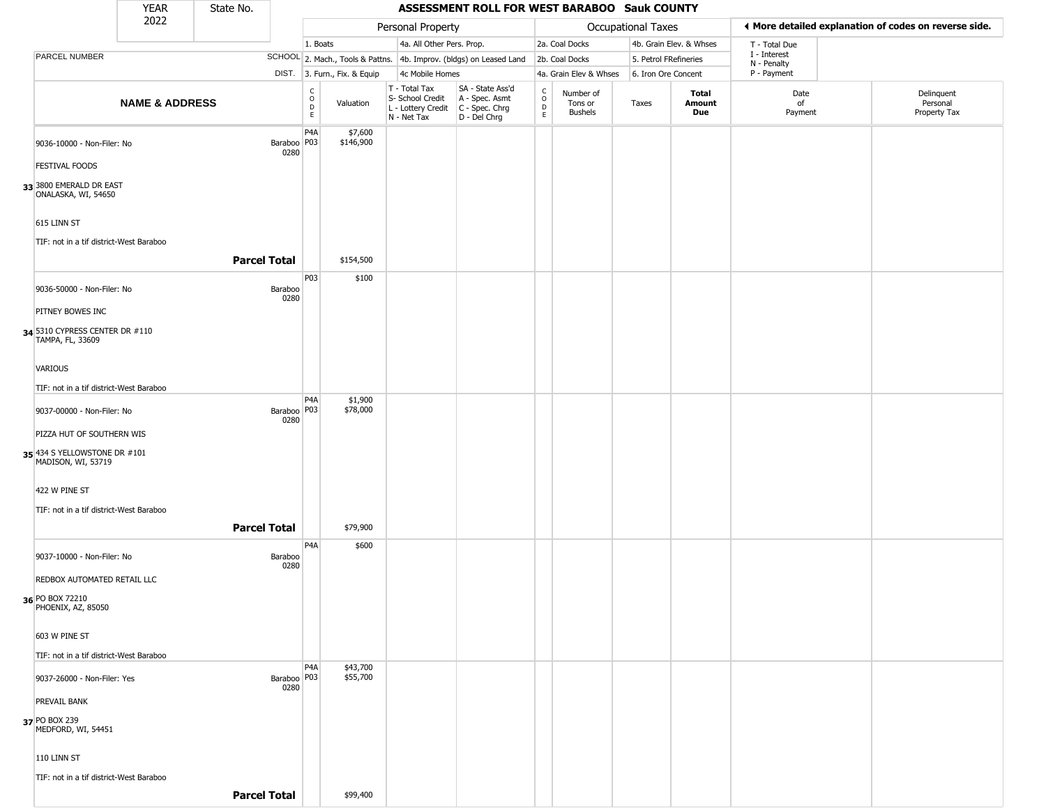| YEAR 2022 | State No. | ASSESSMENT ROLL FOR WEST BARABOO Sauk COUNTY | | | | | | | | | | |
|---|---|---|---|---|---|---|---|---|---|---|---|---|
| | | Personal Property | | | | Occupational Taxes | | | | ◀ More detailed explanation of codes on reverse side. | | |
| | | 1. Boats | | 4a. All Other Pers. Prop. | | 2a. Coal Docks | | 4b. Grain Elev. & Whses | | T - Total Due | | |
| PARCEL NUMBER | SCHOOL | 2. Mach., Tools & Pattns. | | 4b. Improv. (bldgs) on Leased Land | | 2b. Coal Docks | | 5. Petrol FRefineries | | I - Interest N - Penalty | | |
| | DIST. | 3. Furn., Fix. & Equip | | 4c Mobile Homes | | 4a. Grain Elev & Whses | | 6. Iron Ore Concent | | P - Payment | | |
| NAME & ADDRESS | | CODE | Valuation | T - Total Tax S- School Credit L - Lottery Credit N - Net Tax | SA - State Ass'd A - Spec. Asmt C - Spec. Chrg D - Del Chrg | CODE | Number of Tons or Bushels | Taxes | Total Amount Due | Date of Payment | Delinquent Personal Property Tax | |
| 33 9036-10000 - Non-Filer: No<br>FESTIVAL FOODS<br>3800 EMERALD DR EAST<br>ONALASKA, WI, 54650<br><br>615 LINN ST<br><br>TIF: not in a tif district-West Baraboo | Baraboo 0280 | P4A<br>P03 | $7,600<br>$146,900 | | | | | | | | | |
| **Parcel Total** | | | $154,500 | | | | | | | | | |
| 34 9036-50000 - Non-Filer: No<br>PITNEY BOWES INC<br>5310 CYPRESS CENTER DR #110<br>TAMPA, FL, 33609<br><br>VARIOUS<br><br>TIF: not in a tif district-West Baraboo | Baraboo 0280 | P03 | $100 | | | | | | | | | |
| 35 9037-00000 - Non-Filer: No<br>PIZZA HUT OF SOUTHERN WIS<br>434 S YELLOWSTONE DR #101<br>MADISON, WI, 53719<br><br>422 W PINE ST<br><br>TIF: not in a tif district-West Baraboo | Baraboo 0280 | P4A<br>P03 | $1,900<br>$78,000 | | | | | | | | | |
| **Parcel Total** | | | $79,900 | | | | | | | | | |
| 36 9037-10000 - Non-Filer: No<br>REDBOX AUTOMATED RETAIL LLC<br>PO BOX 72210<br>PHOENIX, AZ, 85050<br><br>603 W PINE ST<br><br>TIF: not in a tif district-West Baraboo | Baraboo 0280 | P4A | $600 | | | | | | | | | |
| 37 9037-26000 - Non-Filer: Yes<br>PREVAIL BANK<br>PO BOX 239<br>MEDFORD, WI, 54451<br><br>110 LINN ST<br><br>TIF: not in a tif district-West Baraboo | Baraboo 0280 | P4A<br>P03 | $43,700<br>$55,700 | | | | | | | | | |
| **Parcel Total** | | | $99,400 | | | | | | | | | |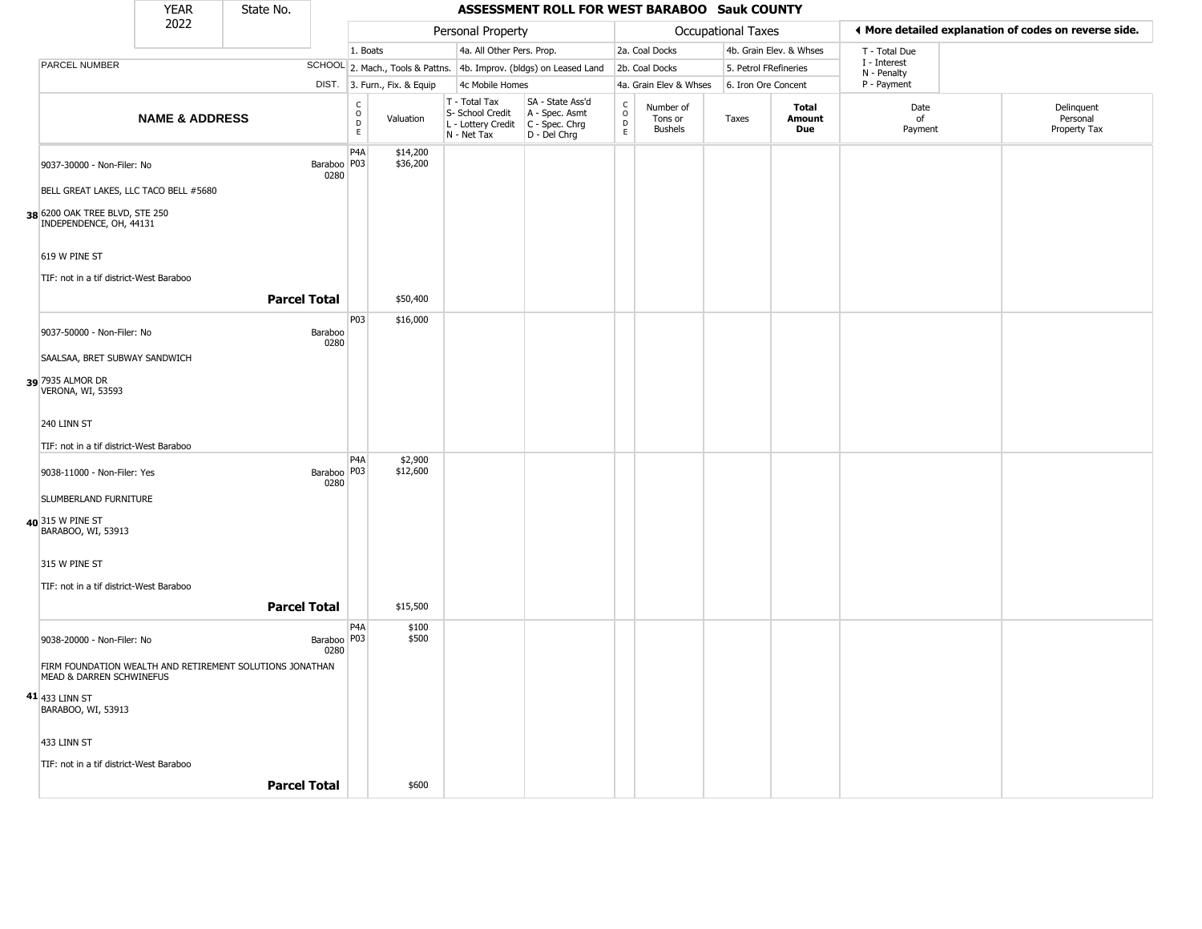| YEAR 2022 | State No. | | **ASSESSMENT ROLL FOR WEST BARABOO Sauk COUNTY** | | | | | | | | |
|---|---|---|---|---|---|---|---|---|---|---|---|

| | | Personal Property | | | | Occupational Taxes | | | | ◀ More detailed explanation of codes on reverse side. | |
|---|---|---|---|---|---|---|---|---|---|---|---|
| | | 1. Boats | | 4a. All Other Pers. Prop. | | 2a. Coal Docks | | 4b. Grain Elev. & Whses | | T - Total Due | |
| PARCEL NUMBER | SCHOOL | 2. Mach., Tools & Pattns. | | 4b. Improv. (bldgs) on Leased Land | | 2b. Coal Docks | | 5. Petrol FRefineries | | I - Interest | |
| | DIST. | 3. Furn., Fix. & Equip | | 4c Mobile Homes | | 4a. Grain Elev & Whses | | 6. Iron Ore Concent | | N - Penalty | |
| | | | | | | | | | | P - Payment | |

| NAME & ADDRESS | | CODE | Valuation | T - Total Tax S- School Credit L - Lottery Credit N - Net Tax | SA - State Ass'd A - Spec. Asmt C - Spec. Chrg D - Del Chrg | CODE | Number of Tons or Bushels | Taxes | Total Amount Due | Date of Payment | Delinquent Personal Property Tax |
|---|---|---|---|---|---|---|---|---|---|---|---|
| 38 9037-30000 - Non-Filer: No<br>BELL GREAT LAKES, LLC TACO BELL #5680<br>6200 OAK TREE BLVD, STE 250<br>INDEPENDENCE, OH, 44131<br>619 W PINE ST<br>TIF: not in a tif district-West Baraboo | Baraboo 0280 | P4A<br>P03 | $14,200<br>$36,200 | | | | | | | | |
| **Parcel Total** | | | $50,400 | | | | | | | | |
| 39 9037-50000 - Non-Filer: No<br>SAALSAA, BRET SUBWAY SANDWICH<br>7935 ALMOR DR<br>VERONA, WI, 53593<br>240 LINN ST<br>TIF: not in a tif district-West Baraboo | Baraboo 0280 | P03 | $16,000 | | | | | | | | |
| 40 9038-11000 - Non-Filer: Yes<br>SLUMBERLAND FURNITURE<br>315 W PINE ST<br>BARABOO, WI, 53913<br>315 W PINE ST<br>TIF: not in a tif district-West Baraboo | Baraboo 0280 | P4A<br>P03 | $2,900<br>$12,600 | | | | | | | | |
| **Parcel Total** | | | $15,500 | | | | | | | | |
| 41 9038-20000 - Non-Filer: No<br>FIRM FOUNDATION WEALTH AND RETIREMENT SOLUTIONS JONATHAN MEAD & DARREN SCHWINEFUS<br>433 LINN ST<br>BARABOO, WI, 53913<br>433 LINN ST<br>TIF: not in a tif district-West Baraboo | Baraboo 0280 | P4A<br>P03 | $100<br>$500 | | | | | | | | |
| **Parcel Total** | | | $600 | | | | | | | | |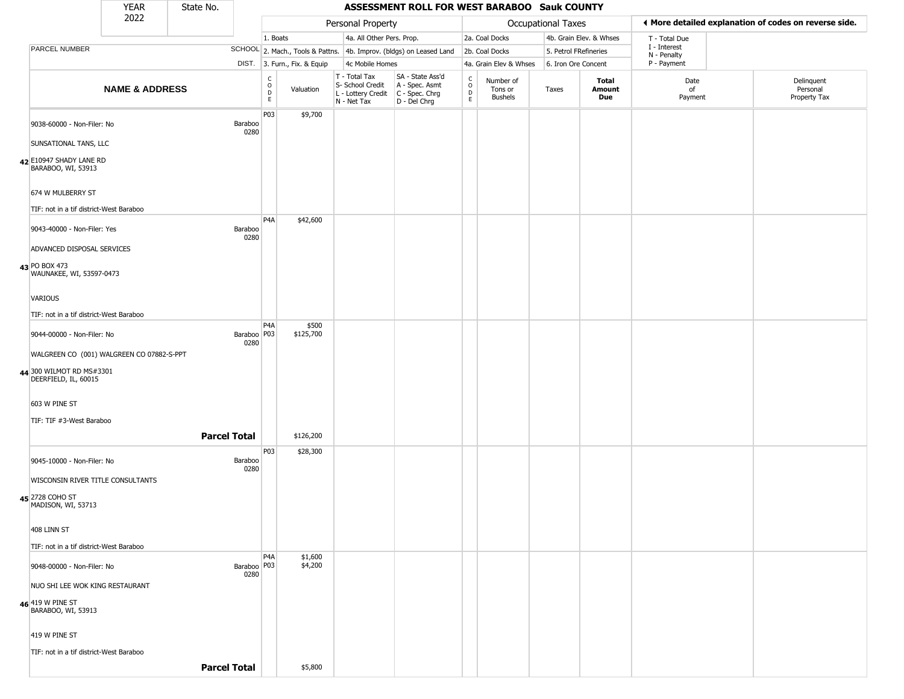| YEAR 2022 | State No. | ASSESSMENT ROLL FOR WEST BARABOO Sauk COUNTY |
|---|---|---|

| | | Personal Property | | | | Occupational Taxes | | | | ◄ More detailed explanation of codes on reverse side. |
|---|---|---|---|---|---|---|---|---|---|---|
| | | 1. Boats | | 4a. All Other Pers. Prop. | | 2a. Coal Docks | | 4b. Grain Elev. & Whses | | T - Total Due |
| PARCEL NUMBER | SCHOOL | 2. Mach., Tools & Pattns. | | 4b. Improv. (bldgs) on Leased Land | | 2b. Coal Docks | | 5. Petrol FRefineries | | I - Interest N - Penalty |
| | DIST. | 3. Furn., Fix. & Equip | | 4c Mobile Homes | | 4a. Grain Elev & Whses | | 6. Iron Ore Concent | | P - Payment |

| NAME & ADDRESS | | CODE | Valuation | T - Total Tax S- School Credit L - Lottery Credit N - Net Tax | SA - State Ass'd A - Spec. Asmt C - Spec. Chrg D - Del Chrg | CODE | Number of Tons or Bushels | Taxes | Total Amount Due | Date of Payment | Delinquent Personal Property Tax |
|---|---|---|---|---|---|---|---|---|---|---|---|
| 42 9038-60000 - Non-Filer: No<br>SUNSATIONAL TANS, LLC<br>E10947 SHADY LANE RD<br>BARABOO, WI, 53913<br>674 W MULBERRY ST<br>TIF: not in a tif district-West Baraboo | Baraboo 0280 | P03 | $9,700 | | | | | | | | |
| 43 9043-40000 - Non-Filer: Yes<br>ADVANCED DISPOSAL SERVICES<br>PO BOX 473<br>WAUNAKEE, WI, 53597-0473<br>VARIOUS<br>TIF: not in a tif district-West Baraboo | Baraboo 0280 | P4A | $42,600 | | | | | | | | |
| 44 9044-00000 - Non-Filer: No<br>WALGREEN CO (001) WALGREEN CO 07882-S-PPT<br>300 WILMOT RD MS#3301<br>DEERFIELD, IL, 60015<br>603 W PINE ST<br>TIF: TIF #3-West Baraboo | Baraboo 0280 | P4A<br>P03 | $500<br>$125,700 | | | | | | | | |
| **Parcel Total** | | | $126,200 | | | | | | | | |
| 45 9045-10000 - Non-Filer: No<br>WISCONSIN RIVER TITLE CONSULTANTS<br>2728 COHO ST<br>MADISON, WI, 53713<br>408 LINN ST<br>TIF: not in a tif district-West Baraboo | Baraboo 0280 | P03 | $28,300 | | | | | | | | |
| 46 9048-00000 - Non-Filer: No<br>NUO SHI LEE WOK KING RESTAURANT<br>419 W PINE ST<br>BARABOO, WI, 53913<br>419 W PINE ST<br>TIF: not in a tif district-West Baraboo | Baraboo 0280 | P4A<br>P03 | $1,600<br>$4,200 | | | | | | | | |
| **Parcel Total** | | | $5,800 | | | | | | | | |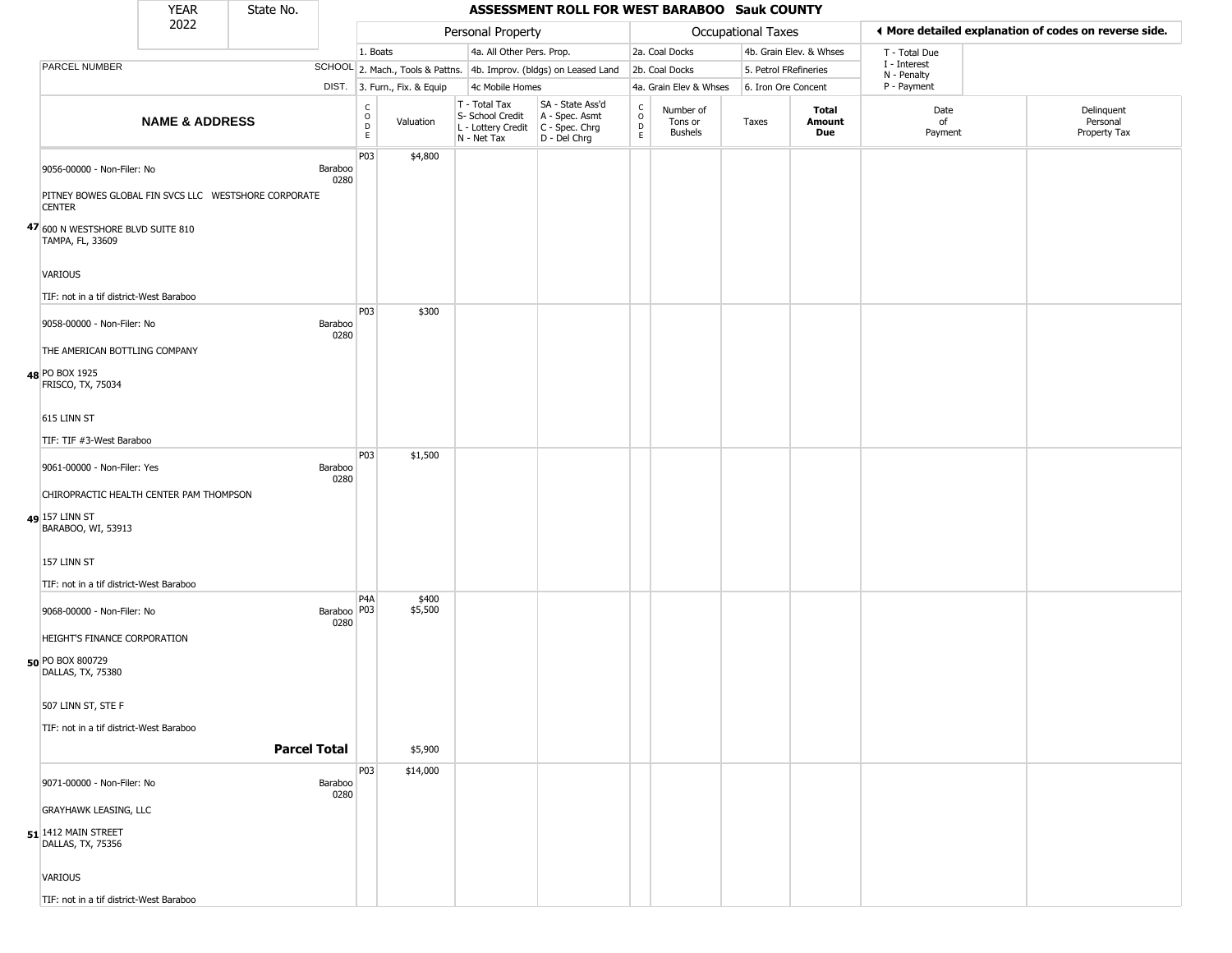| YEAR 2022 | State No. | | | ASSESSMENT ROLL FOR WEST BARABOO Sauk COUNTY | | | | | | | | |
|---|---|---|---|---|---|---|---|---|---|---|---|---|

| | | Personal Property | | | | Occupational Taxes | | | | ◀ More detailed explanation of codes on reverse side. | |
|---|---|---|---|---|---|---|---|---|---|---|---|
| PARCEL NUMBER | SCHOOL DIST. | 1. Boats<br>2. Mach., Tools & Pattns.<br>3. Furn., Fix. & Equip | | 4a. All Other Pers. Prop.<br>4b. Improv. (bldgs) on Leased Land<br>4c Mobile Homes | | 2a. Coal Docks<br>2b. Coal Docks<br>4a. Grain Elev & Whses | | 4b. Grain Elev. & Whses<br>5. Petrol FRefineries<br>6. Iron Ore Concent | | T - Total Due<br>I - Interest<br>N - Penalty<br>P - Payment | |
| **NAME & ADDRESS** | | CODE | Valuation | T - Total Tax<br>S- School Credit<br>L - Lottery Credit<br>N - Net Tax | SA - State Ass'd<br>A - Spec. Asmt<br>C - Spec. Chrg<br>D - Del Chrg | CODE | Number of Tons or Bushels | Taxes | **Total Amount Due** | Date of Payment | Delinquent Personal Property Tax |
| **47** 9056-00000 - Non-Filer: No<br>PITNEY BOWES GLOBAL FIN SVCS LLC WESTSHORE CORPORATE CENTER<br>600 N WESTSHORE BLVD SUITE 810<br>TAMPA, FL, 33609<br>VARIOUS<br>TIF: not in a tif district-West Baraboo | Baraboo 0280 | P03 | $4,800 | | | | | | | | |
| **48** 9058-00000 - Non-Filer: No<br>THE AMERICAN BOTTLING COMPANY<br>PO BOX 1925<br>FRISCO, TX, 75034<br>615 LINN ST<br>TIF: TIF #3-West Baraboo | Baraboo 0280 | P03 | $300 | | | | | | | | |
| **49** 9061-00000 - Non-Filer: Yes<br>CHIROPRACTIC HEALTH CENTER PAM THOMPSON<br>157 LINN ST<br>BARABOO, WI, 53913<br>157 LINN ST<br>TIF: not in a tif district-West Baraboo | Baraboo 0280 | P03 | $1,500 | | | | | | | | |
| **50** 9068-00000 - Non-Filer: No<br>HEIGHT'S FINANCE CORPORATION<br>PO BOX 800729<br>DALLAS, TX, 75380<br>507 LINN ST, STE F<br>TIF: not in a tif district-West Baraboo | Baraboo 0280 | P4A<br>P03 | $400<br>$5,500 | | | | | | | | |
| **Parcel Total** | | | $5,900 | | | | | | | | |
| **51** 9071-00000 - Non-Filer: No<br>GRAYHAWK LEASING, LLC<br>1412 MAIN STREET<br>DALLAS, TX, 75356<br>VARIOUS<br>TIF: not in a tif district-West Baraboo | Baraboo 0280 | P03 | $14,000 | | | | | | | | |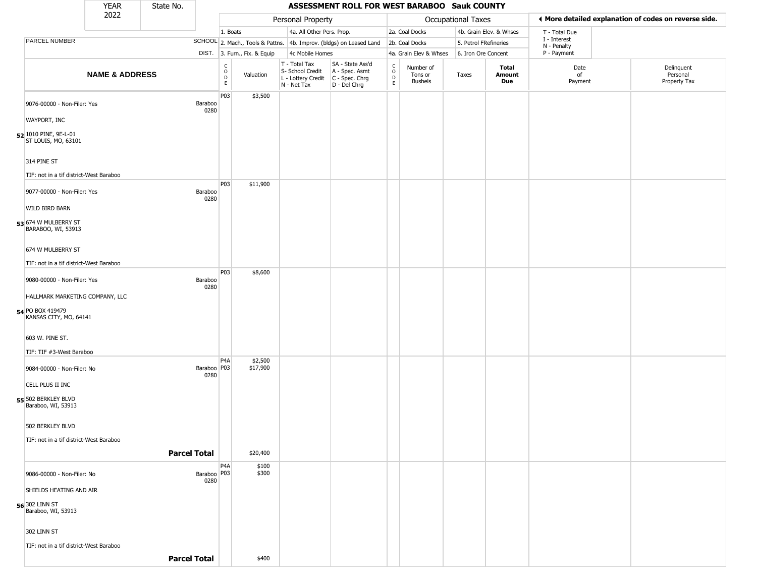| YEAR 2022 | State No. | | | ASSESSMENT ROLL FOR WEST BARABOO Sauk COUNTY | | | | | | | | |
|---|---|---|---|---|---|---|---|---|---|---|---|---|

| | | Personal Property | | | | Occupational Taxes | | | | ◀ More detailed explanation of codes on reverse side. | |
|---|---|---|---|---|---|---|---|---|---|---|---|
| | | 1. Boats | | 4a. All Other Pers. Prop. | | 2a. Coal Docks | | 4b. Grain Elev. & Whses | | T - Total Due | |
| PARCEL NUMBER | SCHOOL | 2. Mach., Tools & Pattns. | | 4b. Improv. (bldgs) on Leased Land | | 2b. Coal Docks | | 5. Petrol FRefineries | | I - Interest N - Penalty | |
| | DIST. | 3. Furn., Fix. & Equip | | 4c Mobile Homes | | 4a. Grain Elev & Whses | | 6. Iron Ore Concent | | P - Payment | |

| NAME & ADDRESS | SCHOOL DIST. | CODE | Valuation | T - Total Tax S- School Credit L - Lottery Credit N - Net Tax | SA - State Ass'd A - Spec. Asmt C - Spec. Chrg D - Del Chrg | CODE | Number of Tons or Bushels | Taxes | Total Amount Due | Date of Payment | Delinquent Personal Property Tax |
|---|---|---|---|---|---|---|---|---|---|---|---|
| 52 9076-00000 - Non-Filer: Yes<br>WAYPORT, INC<br>1010 PINE, 9E-L-01<br>ST LOUIS, MO, 63101<br>314 PINE ST<br>TIF: not in a tif district-West Baraboo | Baraboo 0280 | P03 | $3,500 | | | | | | | | |
| 53 9077-00000 - Non-Filer: Yes<br>WILD BIRD BARN<br>674 W MULBERRY ST<br>BARABOO, WI, 53913<br>674 W MULBERRY ST<br>TIF: not in a tif district-West Baraboo | Baraboo 0280 | P03 | $11,900 | | | | | | | | |
| 54 9080-00000 - Non-Filer: Yes<br>HALLMARK MARKETING COMPANY, LLC<br>PO BOX 419479<br>KANSAS CITY, MO, 64141<br>603 W. PINE ST.<br>TIF: TIF #3-West Baraboo | Baraboo 0280 | P03 | $8,600 | | | | | | | | |
| 55 9084-00000 - Non-Filer: No<br>CELL PLUS II INC<br>502 BERKLEY BLVD<br>Baraboo, WI, 53913<br>502 BERKLEY BLVD<br>TIF: not in a tif district-West Baraboo | Baraboo 0280 | P4A<br>P03 | $2,500<br>$17,900 | | | | | | | | |
| **Parcel Total** | | | $20,400 | | | | | | | | |
| 56 9086-00000 - Non-Filer: No<br>SHIELDS HEATING AND AIR<br>302 LINN ST<br>Baraboo, WI, 53913<br>302 LINN ST<br>TIF: not in a tif district-West Baraboo | Baraboo 0280 | P4A<br>P03 | $100<br>$300 | | | | | | | | |
| **Parcel Total** | | | $400 | | | | | | | | |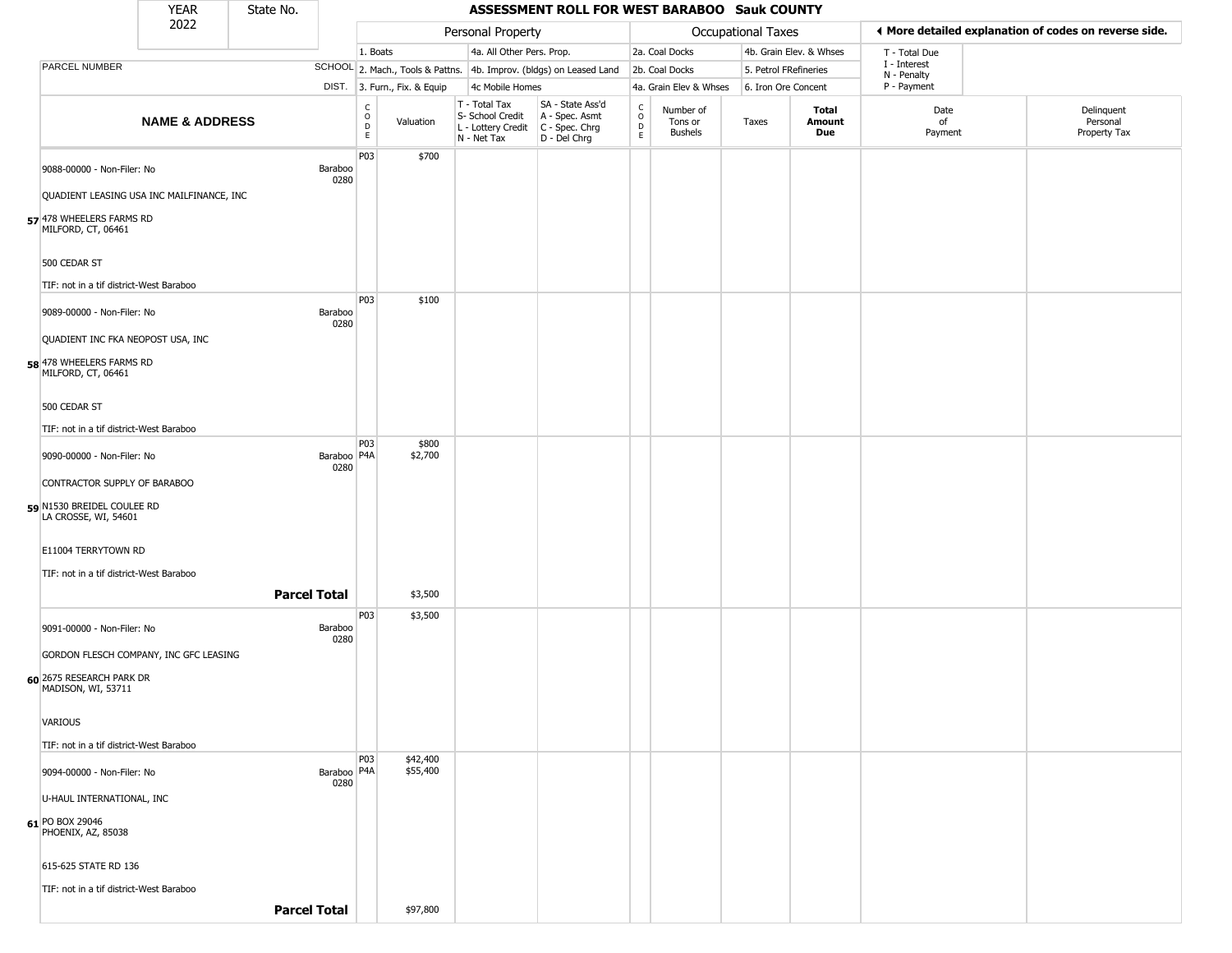| YEAR 2022 | State No. | ASSESSMENT ROLL FOR WEST BARABOO Sauk COUNTY | | | | | | | | | |
|---|---|---|---|---|---|---|---|---|---|---|---|

| PARCEL NUMBER | SCHOOL DIST. | Personal Property | | | | Occupational Taxes | | | | ◄ More detailed explanation of codes on reverse side. | |
|---|---|---|---|---|---|---|---|---|---|---|---|
| | | 1. Boats | | 4a. All Other Pers. Prop. | | 2a. Coal Docks | | 4b. Grain Elev. & Whses | | T - Total Due | |
| | | 2. Mach., Tools & Pattns. | | 4b. Improv. (bldgs) on Leased Land | | 2b. Coal Docks | | 5. Petrol FRefineries | | I - Interest N - Penalty | |
| | | 3. Furn., Fix. & Equip | | 4c Mobile Homes | | 4a. Grain Elev & Whses | | 6. Iron Ore Concent | | P - Payment | |
| **NAME & ADDRESS** | | CODE | Valuation | T - Total Tax S- School Credit L - Lottery Credit N - Net Tax | SA - State Ass'd A - Spec. Asmt C - Spec. Chrg D - Del Chrg | CODE | Number of Tons or Bushels | Taxes | **Total Amount Due** | Date of Payment | Delinquent Personal Property Tax |
| 9088-00000 - Non-Filer: No<br>QUADIENT LEASING USA INC MAILFINANCE, INC<br>57 478 WHEELERS FARMS RD<br>MILFORD, CT, 06461<br>500 CEDAR ST<br>TIF: not in a tif district-West Baraboo | Baraboo 0280 | P03 | $700 | | | | | | | | |
| 9089-00000 - Non-Filer: No<br>QUADIENT INC FKA NEOPOST USA, INC<br>58 478 WHEELERS FARMS RD<br>MILFORD, CT, 06461<br>500 CEDAR ST<br>TIF: not in a tif district-West Baraboo | Baraboo 0280 | P03 | $100 | | | | | | | | |
| 9090-00000 - Non-Filer: No<br>CONTRACTOR SUPPLY OF BARABOO<br>59 N1530 BREIDEL COULEE RD<br>LA CROSSE, WI, 54601<br>E11004 TERRYTOWN RD<br>TIF: not in a tif district-West Baraboo | Baraboo 0280 | P03<br>P4A | $800<br>$2,700 | | | | | | | | |
| | **Parcel Total** | | $3,500 | | | | | | | | |
| 9091-00000 - Non-Filer: No<br>GORDON FLESCH COMPANY, INC GFC LEASING<br>60 2675 RESEARCH PARK DR<br>MADISON, WI, 53711<br>VARIOUS<br>TIF: not in a tif district-West Baraboo | Baraboo 0280 | P03 | $3,500 | | | | | | | | |
| 9094-00000 - Non-Filer: No<br>U-HAUL INTERNATIONAL, INC<br>61 PO BOX 29046<br>PHOENIX, AZ, 85038<br>615-625 STATE RD 136<br>TIF: not in a tif district-West Baraboo | Baraboo 0280 | P03<br>P4A | $42,400<br>$55,400 | | | | | | | | |
| | **Parcel Total** | | $97,800 | | | | | | | | |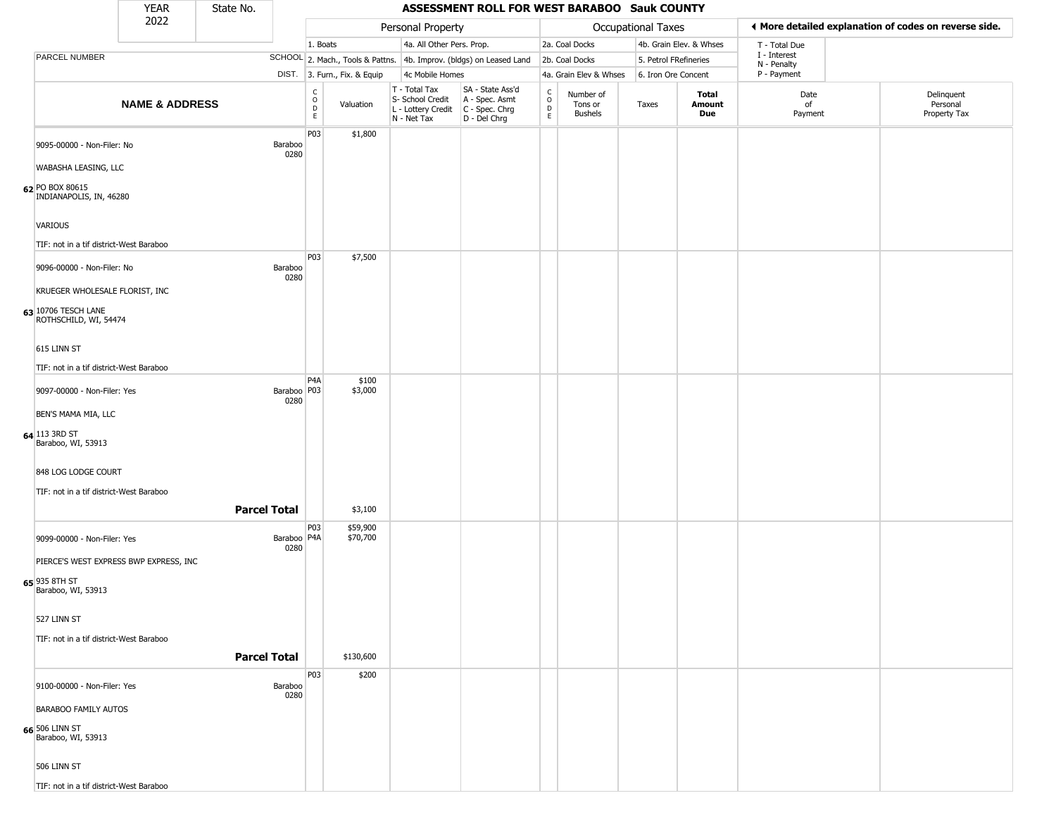| YEAR 2022 | State No. | ASSESSMENT ROLL FOR WEST BARABOO Sauk COUNTY | | | | | | | | | | |
|---|---|---|---|---|---|---|---|---|---|---|---|---|

| | | Personal Property | | | | Occupational Taxes | | | | ◀ More detailed explanation of codes on reverse side. | | |
|---|---|---|---|---|---|---|---|---|---|---|---|---|
| PARCEL NUMBER | SCHOOL DIST. | 1. Boats<br>2. Mach., Tools & Pattns.<br>3. Furn., Fix. & Equip | | 4a. All Other Pers. Prop.<br>4b. Improv. (bldgs) on Leased Land<br>4c Mobile Homes | | 2a. Coal Docks<br>2b. Coal Docks<br>4a. Grain Elev & Whses | | 4b. Grain Elev. & Whses<br>5. Petrol FRefineries<br>6. Iron Ore Concent | | T - Total Due<br>I - Interest<br>N - Penalty<br>P - Payment | | |
| **NAME & ADDRESS** | | CODE | Valuation | T - Total Tax<br>S- School Credit<br>L - Lottery Credit<br>N - Net Tax | SA - State Ass'd<br>A - Spec. Asmt<br>C - Spec. Chrg<br>D - Del Chrg | CODE | Number of Tons or Bushels | Taxes | **Total Amount Due** | Date of Payment | Delinquent Personal Property Tax |
| 62 9095-00000 - Non-Filer: No<br>WABASHA LEASING, LLC<br>PO BOX 80615<br>INDIANAPOLIS, IN, 46280<br>VARIOUS<br>TIF: not in a tif district-West Baraboo | Baraboo 0280 | P03 | $1,800 | | | | | | | | |
| 63 9096-00000 - Non-Filer: No<br>KRUEGER WHOLESALE FLORIST, INC<br>10706 TESCH LANE<br>ROTHSCHILD, WI, 54474<br>615 LINN ST<br>TIF: not in a tif district-West Baraboo | Baraboo 0280 | P03 | $7,500 | | | | | | | | |
| 64 9097-00000 - Non-Filer: Yes<br>BEN'S MAMA MIA, LLC<br>113 3RD ST<br>Baraboo, WI, 53913<br>848 LOG LODGE COURT<br>TIF: not in a tif district-West Baraboo | Baraboo 0280 | P4A<br>P03 | $100<br>$3,000 | | | | | | | | |
| **Parcel Total** | | | $3,100 | | | | | | | | |
| 65 9099-00000 - Non-Filer: Yes<br>PIERCE'S WEST EXPRESS BWP EXPRESS, INC<br>935 8TH ST<br>Baraboo, WI, 53913<br>527 LINN ST<br>TIF: not in a tif district-West Baraboo | Baraboo 0280 | P03<br>P4A | $59,900<br>$70,700 | | | | | | | | |
| **Parcel Total** | | | $130,600 | | | | | | | | |
| 66 9100-00000 - Non-Filer: Yes<br>BARABOO FAMILY AUTOS<br>506 LINN ST<br>Baraboo, WI, 53913<br>506 LINN ST<br>TIF: not in a tif district-West Baraboo | Baraboo 0280 | P03 | $200 | | | | | | | | |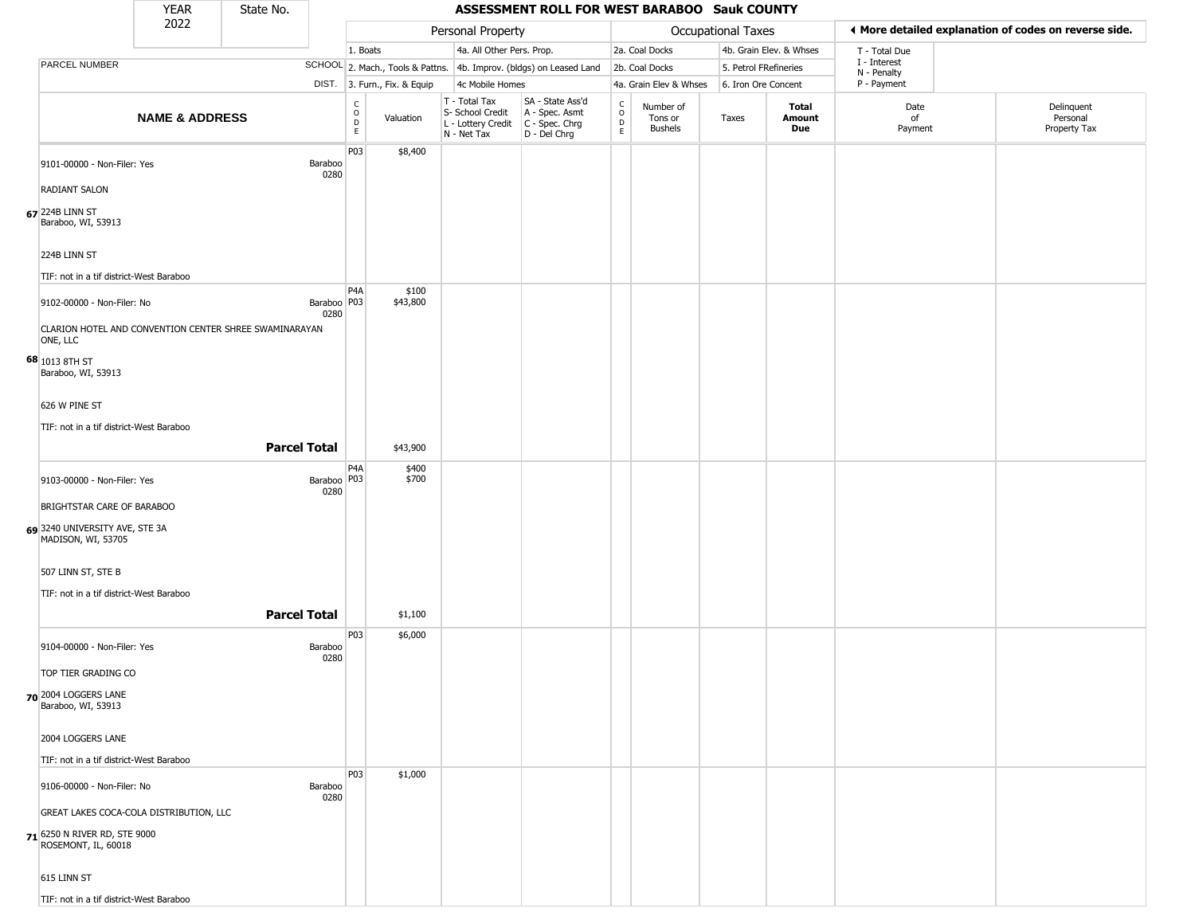# ASSESSMENT ROLL FOR WEST BARABOO Sauk COUNTY

YEAR 2022 | State No.

| | | Personal Property | | | | | Occupational Taxes | | | | ◄ More detailed explanation of codes on reverse side. | |
|---|---|---|---|---|---|---|---|---|---|---|---|---|
| | | 1. Boats | | 4a. All Other Pers. Prop. | | | 2a. Coal Docks | | 4b. Grain Elev. & Whses | | T - Total Due | |
| PARCEL NUMBER | SCHOOL | 2. Mach., Tools & Pattns. | | 4b. Improv. (bldgs) on Leased Land | | | 2b. Coal Docks | | 5. Petrol FRefineries | | I - Interest N - Penalty | |
| | DIST. | 3. Furn., Fix. & Equip | | 4c Mobile Homes | | | 4a. Grain Elev & Whses | | 6. Iron Ore Concent | | P - Payment | |
| **NAME & ADDRESS** | | CODE | Valuation | T - Total Tax S- School Credit L - Lottery Credit N - Net Tax | SA - State Ass'd A - Spec. Asmt C - Spec. Chrg D - Del Chrg | CODE | Number of Tons or Bushels | Taxes | **Total Amount Due** | | Date of Payment | Delinquent Personal Property Tax |
| 67 9101-00000 - Non-Filer: Yes<br>RADIANT SALON<br>224B LINN ST<br>Baraboo, WI, 53913<br><br>224B LINN ST<br>TIF: not in a tif district-West Baraboo | Baraboo 0280 | P03 | $8,400 | | | | | | | | | |
| 68 9102-00000 - Non-Filer: No<br>CLARION HOTEL AND CONVENTION CENTER SHREE SWAMINARAYAN ONE, LLC<br>1013 8TH ST<br>Baraboo, WI, 53913<br><br>626 W PINE ST<br>TIF: not in a tif district-West Baraboo | Baraboo 0280 | P4A<br>P03 | $100<br>$43,800 | | | | | | | | | |
| **Parcel Total** | | | $43,900 | | | | | | | | | |
| 69 9103-00000 - Non-Filer: Yes<br>BRIGHTSTAR CARE OF BARABOO<br>3240 UNIVERSITY AVE, STE 3A<br>MADISON, WI, 53705<br><br>507 LINN ST, STE B<br>TIF: not in a tif district-West Baraboo | Baraboo 0280 | P4A<br>P03 | $400<br>$700 | | | | | | | | | |
| **Parcel Total** | | | $1,100 | | | | | | | | | |
| 70 9104-00000 - Non-Filer: Yes<br>TOP TIER GRADING CO<br>2004 LOGGERS LANE<br>Baraboo, WI, 53913<br><br>2004 LOGGERS LANE<br>TIF: not in a tif district-West Baraboo | Baraboo 0280 | P03 | $6,000 | | | | | | | | | |
| 71 9106-00000 - Non-Filer: No<br>GREAT LAKES COCA-COLA DISTRIBUTION, LLC<br>6250 N RIVER RD, STE 9000<br>ROSEMONT, IL, 60018<br><br>615 LINN ST<br>TIF: not in a tif district-West Baraboo | Baraboo 0280 | P03 | $1,000 | | | | | | | | | |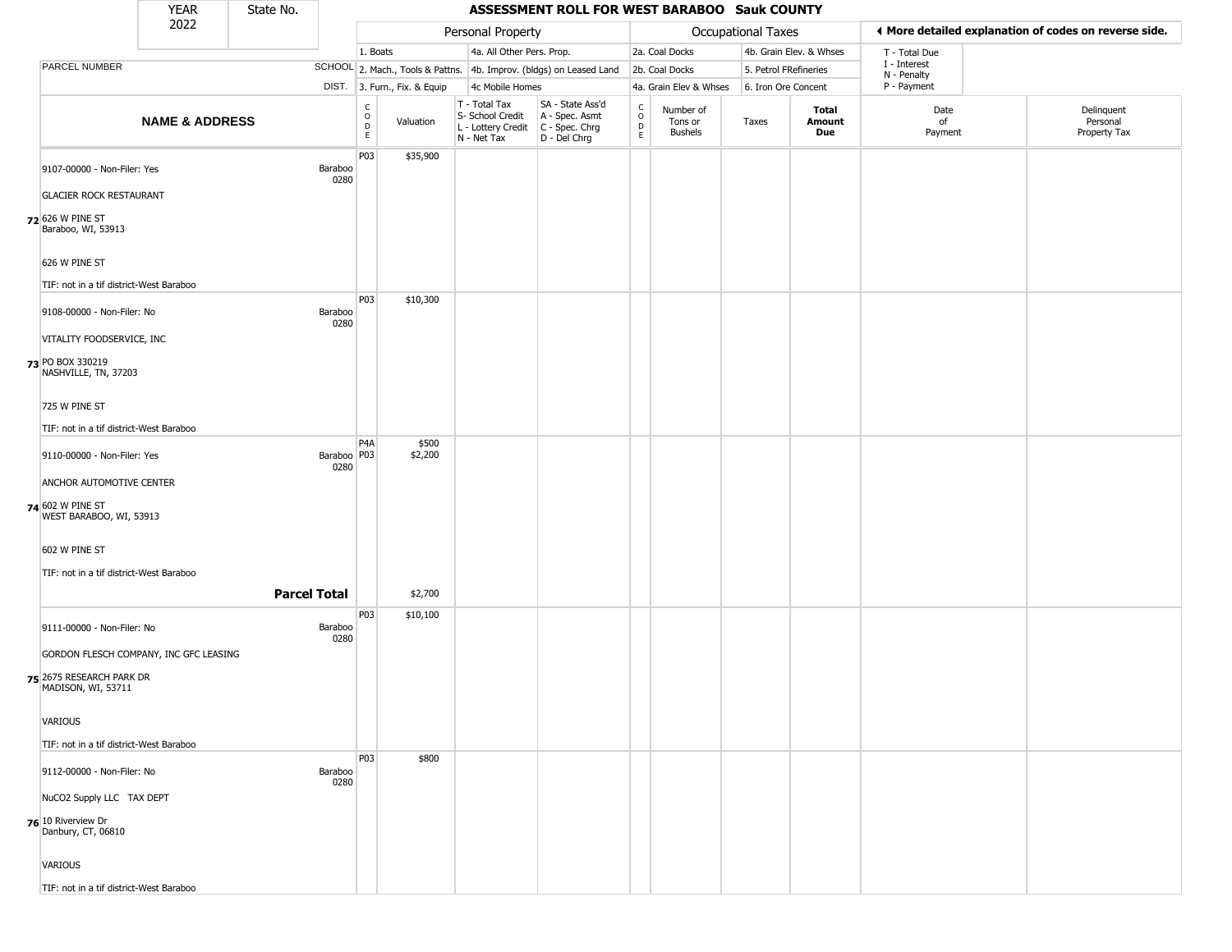# ASSESSMENT ROLL FOR WEST BARABOO Sauk COUNTY

YEAR 2022 | State No.

| PARCEL NUMBER / NAME & ADDRESS | SCHOOL DIST. | CODE | Valuation | T - Total Tax / S- School Credit / L - Lottery Credit / N - Net Tax | SA - State Ass'd / A - Spec. Asmt / C - Spec. Chrg / D - Del Chrg | CODE | Number of Tons or Bushels | Taxes | Total Amount Due | Date of Payment | Delinquent Personal Property Tax |
|---|---|---|---|---|---|---|---|---|---|---|---|
| 9107-00000 - Non-Filer: Yes<br>GLACIER ROCK RESTAURANT<br>72 626 W PINE ST<br>Baraboo, WI, 53913<br>626 W PINE ST<br>TIF: not in a tif district-West Baraboo | Baraboo 0280 | P03 | $35,900 | | | | | | | | |
| 9108-00000 - Non-Filer: No<br>VITALITY FOODSERVICE, INC<br>73 PO BOX 330219<br>NASHVILLE, TN, 37203<br>725 W PINE ST<br>TIF: not in a tif district-West Baraboo | Baraboo 0280 | P03 | $10,300 | | | | | | | | |
| 9110-00000 - Non-Filer: Yes<br>ANCHOR AUTOMOTIVE CENTER<br>74 602 W PINE ST<br>WEST BARABOO, WI, 53913<br>602 W PINE ST<br>TIF: not in a tif district-West Baraboo | Baraboo 0280 | P4A<br>P03 | $500<br>$2,200 | | | | | | | | |
| **Parcel Total** | | | $2,700 | | | | | | | | |
| 9111-00000 - Non-Filer: No<br>GORDON FLESCH COMPANY, INC GFC LEASING<br>75 2675 RESEARCH PARK DR<br>MADISON, WI, 53711<br>VARIOUS<br>TIF: not in a tif district-West Baraboo | Baraboo 0280 | P03 | $10,100 | | | | | | | | |
| 9112-00000 - Non-Filer: No<br>NuCO2 Supply LLC TAX DEPT<br>76 10 Riverview Dr<br>Danbury, CT, 06810<br>VARIOUS<br>TIF: not in a tif district-West Baraboo | Baraboo 0280 | P03 | $800 | | | | | | | | |

Personal Property: 1. Boats; 2. Mach., Tools & Pattns.; 3. Furn., Fix. & Equip; 4a. All Other Pers. Prop.; 4b. Improv. (bldgs) on Leased Land; 4c Mobile Homes

Occupational Taxes: 2a. Coal Docks; 2b. Coal Docks; 4a. Grain Elev & Whses; 4b. Grain Elev. & Whses; 5. Petrol FRefineries; 6. Iron Ore Concent

T - Total Due; I - Interest; N - Penalty; P - Payment

◄ More detailed explanation of codes on reverse side.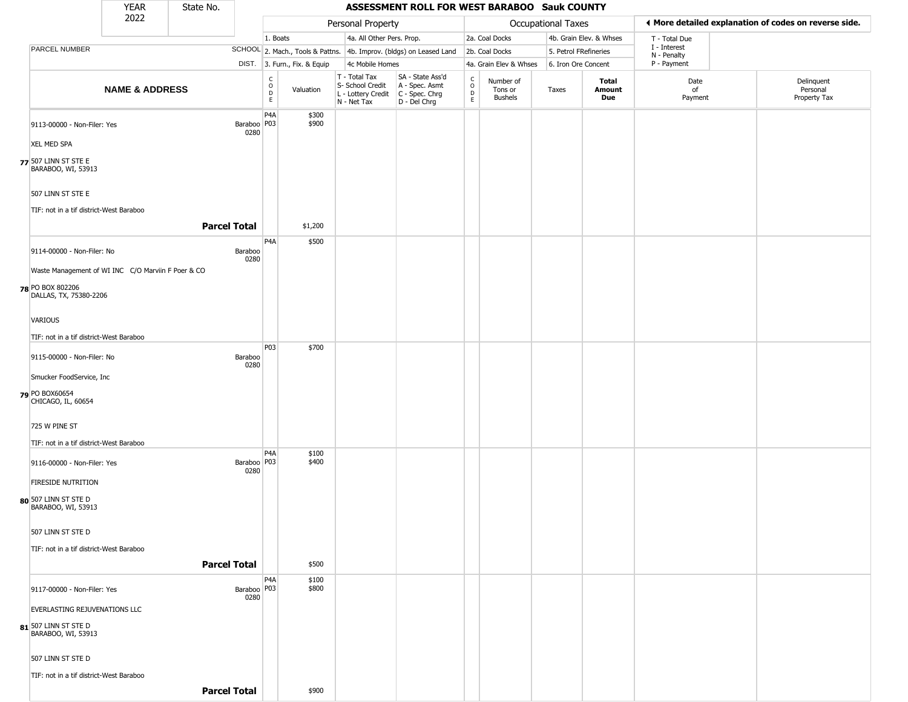| YEAR 2022 | State No. | ASSESSMENT ROLL FOR WEST BARABOO Sauk COUNTY |
|---|---|---|

| | | Personal Property | | | | Occupational Taxes | | | | ◀ More detailed explanation of codes on reverse side. | |
|---|---|---|---|---|---|---|---|---|---|---|---|
| PARCEL NUMBER | SCHOOL DIST. | 1. Boats<br>2. Mach., Tools & Pattns.<br>3. Furn., Fix. & Equip | | 4a. All Other Pers. Prop.<br>4b. Improv. (bldgs) on Leased Land<br>4c Mobile Homes | | 2a. Coal Docks<br>2b. Coal Docks<br>4a. Grain Elev & Whses | | 4b. Grain Elev. & Whses<br>5. Petrol FRefineries<br>6. Iron Ore Concent | | T - Total Due<br>I - Interest<br>N - Penalty<br>P - Payment | |
| **NAME & ADDRESS** | | CODE | Valuation | T - Total Tax<br>S- School Credit<br>L - Lottery Credit<br>N - Net Tax | SA - State Ass'd<br>A - Spec. Asmt<br>C - Spec. Chrg<br>D - Del Chrg | CODE | Number of Tons or Bushels | Taxes | **Total Amount Due** | Date of Payment | Delinquent Personal Property Tax |
| 9113-00000 - Non-Filer: Yes<br><br>XEL MED SPA<br><br>**77** 507 LINN ST STE E<br>BARABOO, WI, 53913<br><br>507 LINN ST STE E<br><br>TIF: not in a tif district-West Baraboo | Baraboo 0280 | P4A<br>P03 | $300<br>$900 | | | | | | | | |
| **Parcel Total** | | | $1,200 | | | | | | | | |
| 9114-00000 - Non-Filer: No<br><br>Waste Management of WI INC C/O Marviin F Poer & CO<br><br>**78** PO BOX 802206<br>DALLAS, TX, 75380-2206<br><br>VARIOUS<br><br>TIF: not in a tif district-West Baraboo | Baraboo 0280 | P4A | $500 | | | | | | | | |
| 9115-00000 - Non-Filer: No<br><br>Smucker FoodService, Inc<br><br>**79** PO BOX60654<br>CHICAGO, IL, 60654<br><br>725 W PINE ST<br><br>TIF: not in a tif district-West Baraboo | Baraboo 0280 | P03 | $700 | | | | | | | | |
| 9116-00000 - Non-Filer: Yes<br><br>FIRESIDE NUTRITION<br><br>**80** 507 LINN ST STE D<br>BARABOO, WI, 53913<br><br>507 LINN ST STE D<br><br>TIF: not in a tif district-West Baraboo | Baraboo 0280 | P4A<br>P03 | $100<br>$400 | | | | | | | | |
| **Parcel Total** | | | $500 | | | | | | | | |
| 9117-00000 - Non-Filer: Yes<br><br>EVERLASTING REJUVENATIONS LLC<br><br>**81** 507 LINN ST STE D<br>BARABOO, WI, 53913<br><br>507 LINN ST STE D<br><br>TIF: not in a tif district-West Baraboo | Baraboo 0280 | P4A<br>P03 | $100<br>$800 | | | | | | | | |
| **Parcel Total** | | | $900 | | | | | | | | |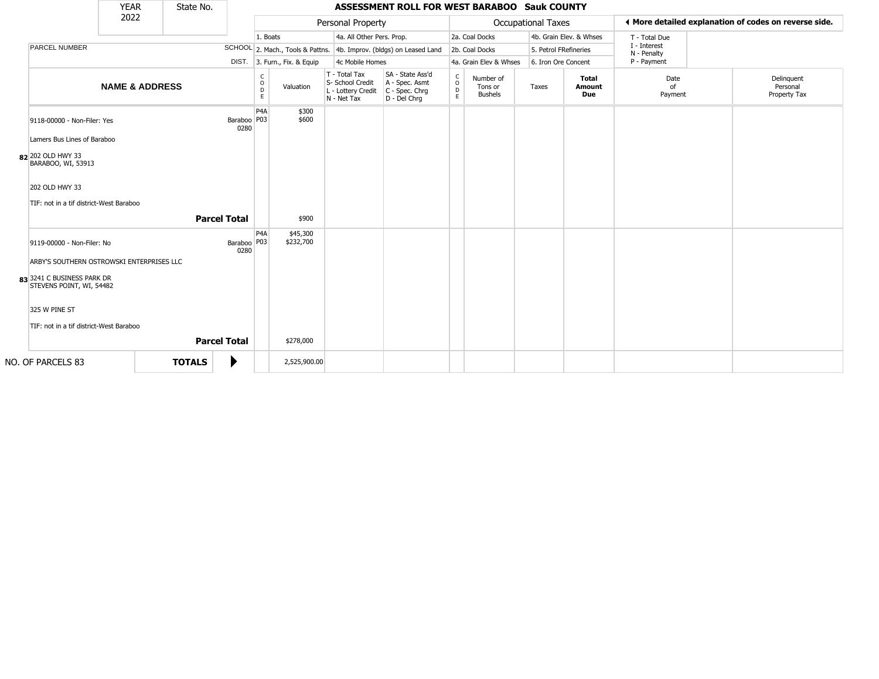| YEAR 2022 | State No. |
|---|---|

# ASSESSMENT ROLL FOR WEST BARABOO Sauk COUNTY

| | | Personal Property | | | | Occupational Taxes | | | | ◀ More detailed explanation of codes on reverse side. | |
|---|---|---|---|---|---|---|---|---|---|---|---|
| PARCEL NUMBER | SCHOOL DIST. | 1. Boats | 4a. All Other Pers. Prop. | | | 2a. Coal Docks | 4b. Grain Elev. & Whses | | | T - Total Due I - Interest N - Penalty P - Payment | |
| | | 2. Mach., Tools & Pattns. | 4b. Improv. (bldgs) on Leased Land | | | 2b. Coal Docks | 5. Petrol FRefineries | | | | |
| | | 3. Furn., Fix. & Equip | 4c Mobile Homes | | | 4a. Grain Elev & Whses | 6. Iron Ore Concent | | | | |

| | NAME & ADDRESS | | CODE | Valuation | T - Total Tax S- School Credit L - Lottery Credit N - Net Tax | SA - State Ass'd A - Spec. Asmt C - Spec. Chrg D - Del Chrg | CODE | Number of Tons or Bushels | Taxes | Total Amount Due | Date of Payment | Delinquent Personal Property Tax |
|---|---|---|---|---|---|---|---|---|---|---|---|---|
| 82 | 9118-00000 - Non-Filer: Yes<br><br>Lamers Bus Lines of Baraboo<br><br>202 OLD HWY 33<br>BARABOO, WI, 53913<br><br>202 OLD HWY 33<br><br>TIF: not in a tif district-West Baraboo | Baraboo 0280 | P4A<br>P03 | $300<br>$600 | | | | | | | | |
| | **Parcel Total** | | | $900 | | | | | | | | |
| 83 | 9119-00000 - Non-Filer: No<br><br>ARBY'S SOUTHERN OSTROWSKI ENTERPRISES LLC<br><br>3241 C BUSINESS PARK DR<br>STEVENS POINT, WI, 54482<br><br>325 W PINE ST<br><br>TIF: not in a tif district-West Baraboo | Baraboo 0280 | P4A<br>P03 | $45,300<br>$232,700 | | | | | | | | |
| | **Parcel Total** | | | $278,000 | | | | | | | | |
| NO. OF PARCELS 83 | **TOTALS** | ▶ | | 2,525,900.00 | | | | | | | | |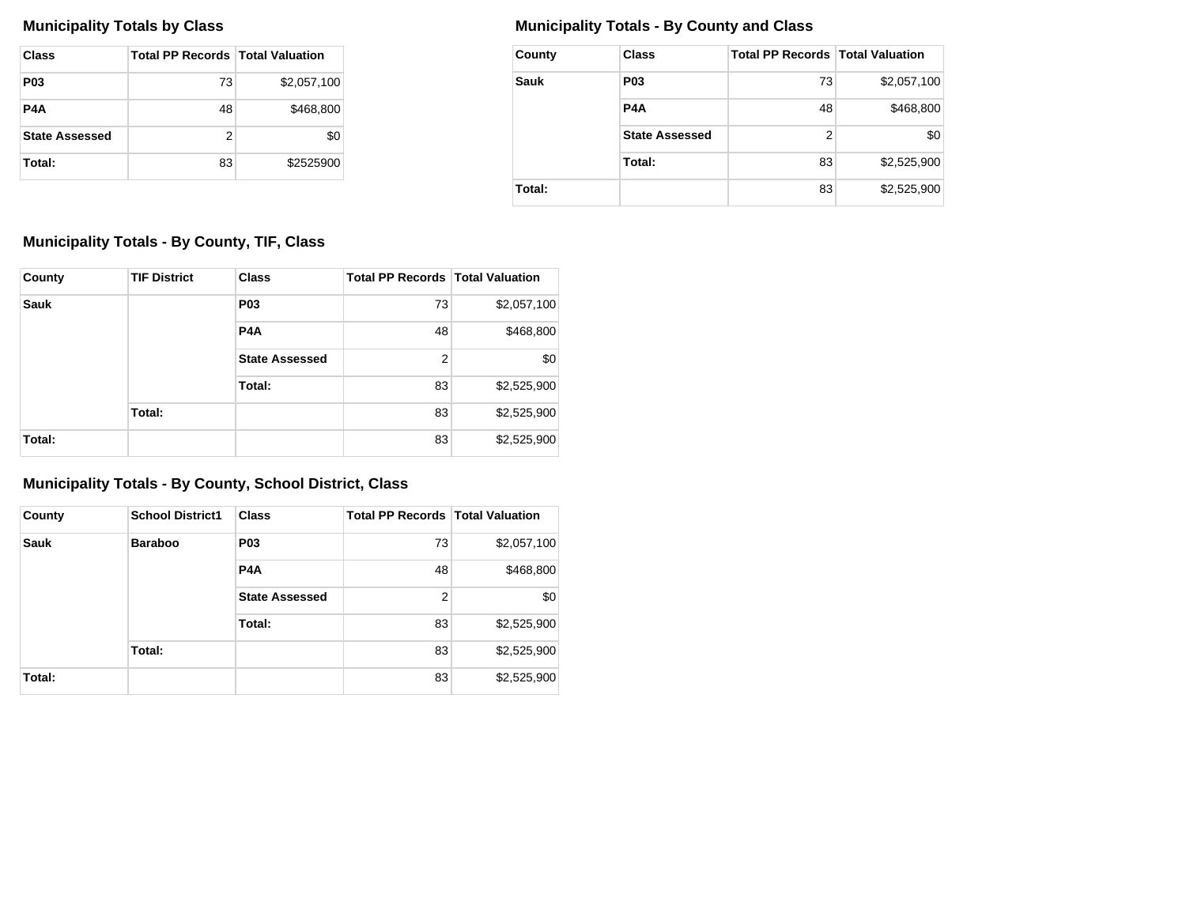## Municipality Totals by Class

| Class | Total PP Records | Total Valuation |
|---|---|---|
| **P03** | 73 | $2,057,100 |
| **P4A** | 48 | $468,800 |
| **State Assessed** | 2 | $0 |
| **Total:** | 83 | $2525900 |

## Municipality Totals - By County and Class

| County | Class | Total PP Records | Total Valuation |
|---|---|---|---|
| **Sauk** | **P03** | 73 | $2,057,100 |
| | **P4A** | 48 | $468,800 |
| | **State Assessed** | 2 | $0 |
| | **Total:** | 83 | $2,525,900 |
| **Total:** | | 83 | $2,525,900 |

## Municipality Totals - By County, TIF, Class

| County | TIF District | Class | Total PP Records | Total Valuation |
|---|---|---|---|---|
| **Sauk** | | **P03** | 73 | $2,057,100 |
| | | **P4A** | 48 | $468,800 |
| | | **State Assessed** | 2 | $0 |
| | | **Total:** | 83 | $2,525,900 |
| | **Total:** | | 83 | $2,525,900 |
| **Total:** | | | 83 | $2,525,900 |

## Municipality Totals - By County, School District, Class

| County | School District1 | Class | Total PP Records | Total Valuation |
|---|---|---|---|---|
| **Sauk** | **Baraboo** | **P03** | 73 | $2,057,100 |
| | | **P4A** | 48 | $468,800 |
| | | **State Assessed** | 2 | $0 |
| | | **Total:** | 83 | $2,525,900 |
| | **Total:** | | 83 | $2,525,900 |
| **Total:** | | | 83 | $2,525,900 |